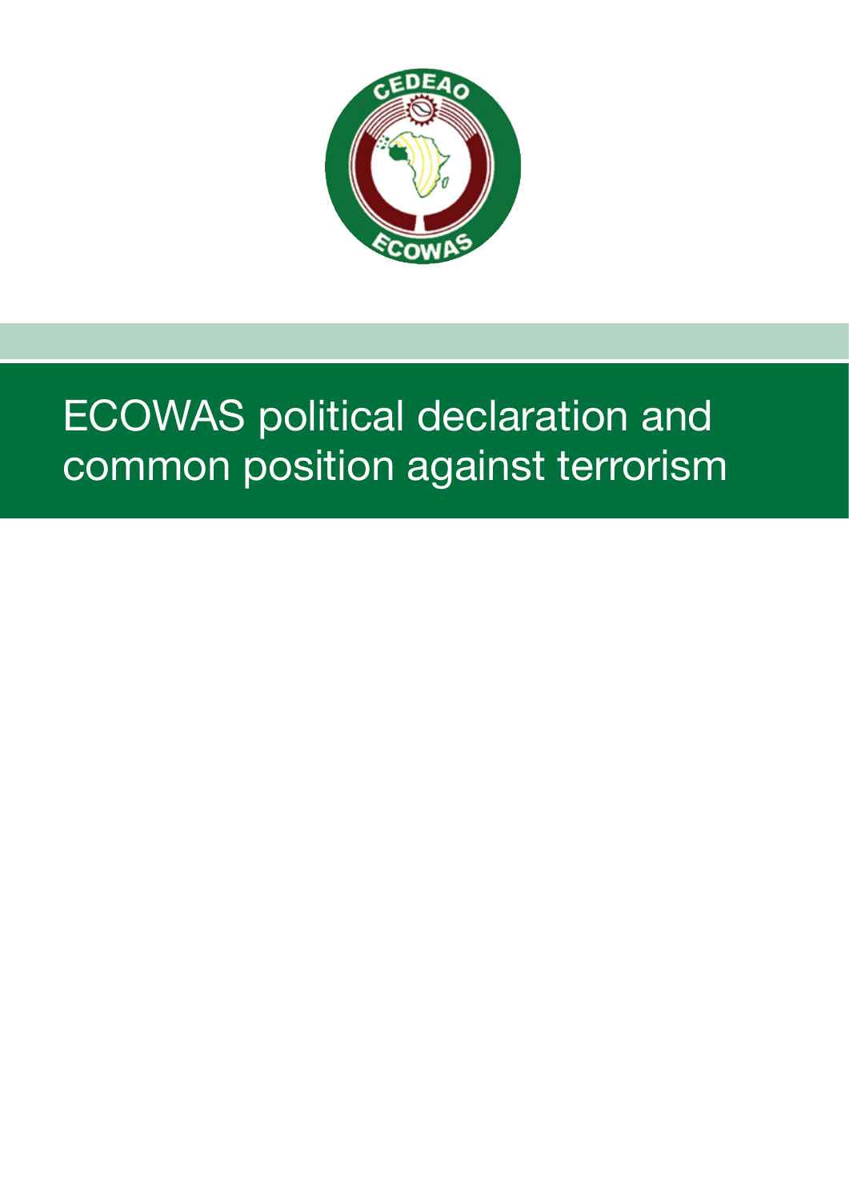# ECOWAS political declaration and common position against terrorism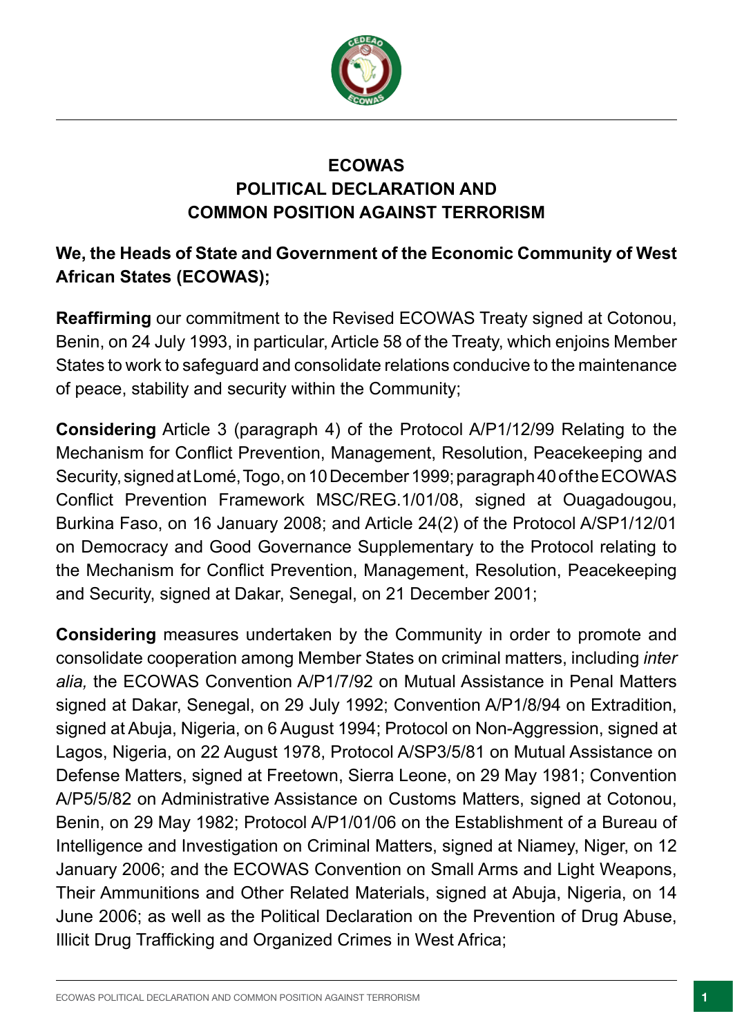# ECOWAS POLITICAL DECLARATION AND COMMON POSITION AGAINST TERRORISM

**We, the Heads of State and Government of the Economic Community of West African States (ECOWAS);**

**Reaffirming** our commitment to the Revised ECOWAS Treaty signed at Cotonou, Benin, on 24 July 1993, in particular, Article 58 of the Treaty, which enjoins Member States to work to safeguard and consolidate relations conducive to the maintenance of peace, stability and security within the Community;

**Considering** Article 3 (paragraph 4) of the Protocol A/P1/12/99 Relating to the Mechanism for Conflict Prevention, Management, Resolution, Peacekeeping and Security, signed at Lomé, Togo, on 10 December 1999; paragraph 40 of the ECOWAS Conflict Prevention Framework MSC/REG.1/01/08, signed at Ouagadougou, Burkina Faso, on 16 January 2008; and Article 24(2) of the Protocol A/SP1/12/01 on Democracy and Good Governance Supplementary to the Protocol relating to the Mechanism for Conflict Prevention, Management, Resolution, Peacekeeping and Security, signed at Dakar, Senegal, on 21 December 2001;

**Considering** measures undertaken by the Community in order to promote and consolidate cooperation among Member States on criminal matters, including *inter alia,* the ECOWAS Convention A/P1/7/92 on Mutual Assistance in Penal Matters signed at Dakar, Senegal, on 29 July 1992; Convention A/P1/8/94 on Extradition, signed at Abuja, Nigeria, on 6 August 1994; Protocol on Non-Aggression, signed at Lagos, Nigeria, on 22 August 1978, Protocol A/SP3/5/81 on Mutual Assistance on Defense Matters, signed at Freetown, Sierra Leone, on 29 May 1981; Convention A/P5/5/82 on Administrative Assistance on Customs Matters, signed at Cotonou, Benin, on 29 May 1982; Protocol A/P1/01/06 on the Establishment of a Bureau of Intelligence and Investigation on Criminal Matters, signed at Niamey, Niger, on 12 January 2006; and the ECOWAS Convention on Small Arms and Light Weapons, Their Ammunitions and Other Related Materials, signed at Abuja, Nigeria, on 14 June 2006; as well as the Political Declaration on the Prevention of Drug Abuse, Illicit Drug Trafficking and Organized Crimes in West Africa;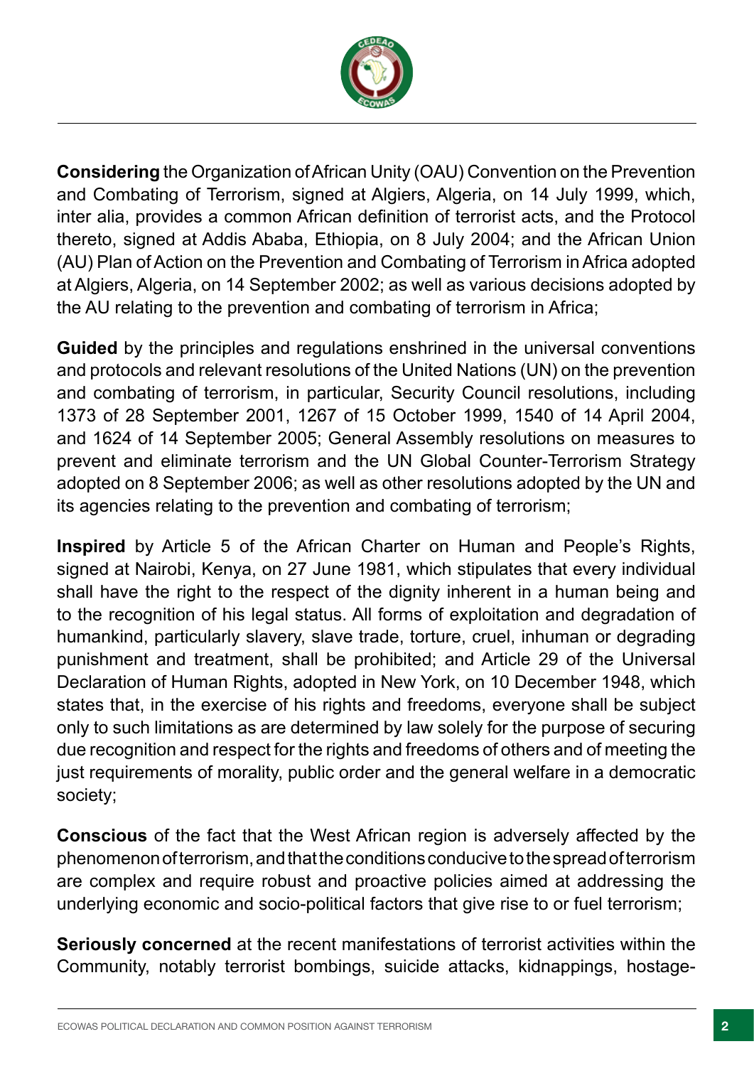**Considering** the Organization of African Unity (OAU) Convention on the Prevention and Combating of Terrorism, signed at Algiers, Algeria, on 14 July 1999, which, inter alia, provides a common African definition of terrorist acts, and the Protocol thereto, signed at Addis Ababa, Ethiopia, on 8 July 2004; and the African Union (AU) Plan of Action on the Prevention and Combating of Terrorism in Africa adopted at Algiers, Algeria, on 14 September 2002; as well as various decisions adopted by the AU relating to the prevention and combating of terrorism in Africa;

**Guided** by the principles and regulations enshrined in the universal conventions and protocols and relevant resolutions of the United Nations (UN) on the prevention and combating of terrorism, in particular, Security Council resolutions, including 1373 of 28 September 2001, 1267 of 15 October 1999, 1540 of 14 April 2004, and 1624 of 14 September 2005; General Assembly resolutions on measures to prevent and eliminate terrorism and the UN Global Counter-Terrorism Strategy adopted on 8 September 2006; as well as other resolutions adopted by the UN and its agencies relating to the prevention and combating of terrorism;

**Inspired** by Article 5 of the African Charter on Human and People's Rights, signed at Nairobi, Kenya, on 27 June 1981, which stipulates that every individual shall have the right to the respect of the dignity inherent in a human being and to the recognition of his legal status. All forms of exploitation and degradation of humankind, particularly slavery, slave trade, torture, cruel, inhuman or degrading punishment and treatment, shall be prohibited; and Article 29 of the Universal Declaration of Human Rights, adopted in New York, on 10 December 1948, which states that, in the exercise of his rights and freedoms, everyone shall be subject only to such limitations as are determined by law solely for the purpose of securing due recognition and respect for the rights and freedoms of others and of meeting the just requirements of morality, public order and the general welfare in a democratic society;

**Conscious** of the fact that the West African region is adversely affected by the phenomenon of terrorism, and that the conditions conducive to the spread of terrorism are complex and require robust and proactive policies aimed at addressing the underlying economic and socio-political factors that give rise to or fuel terrorism;

**Seriously concerned** at the recent manifestations of terrorist activities within the Community, notably terrorist bombings, suicide attacks, kidnappings, hostage-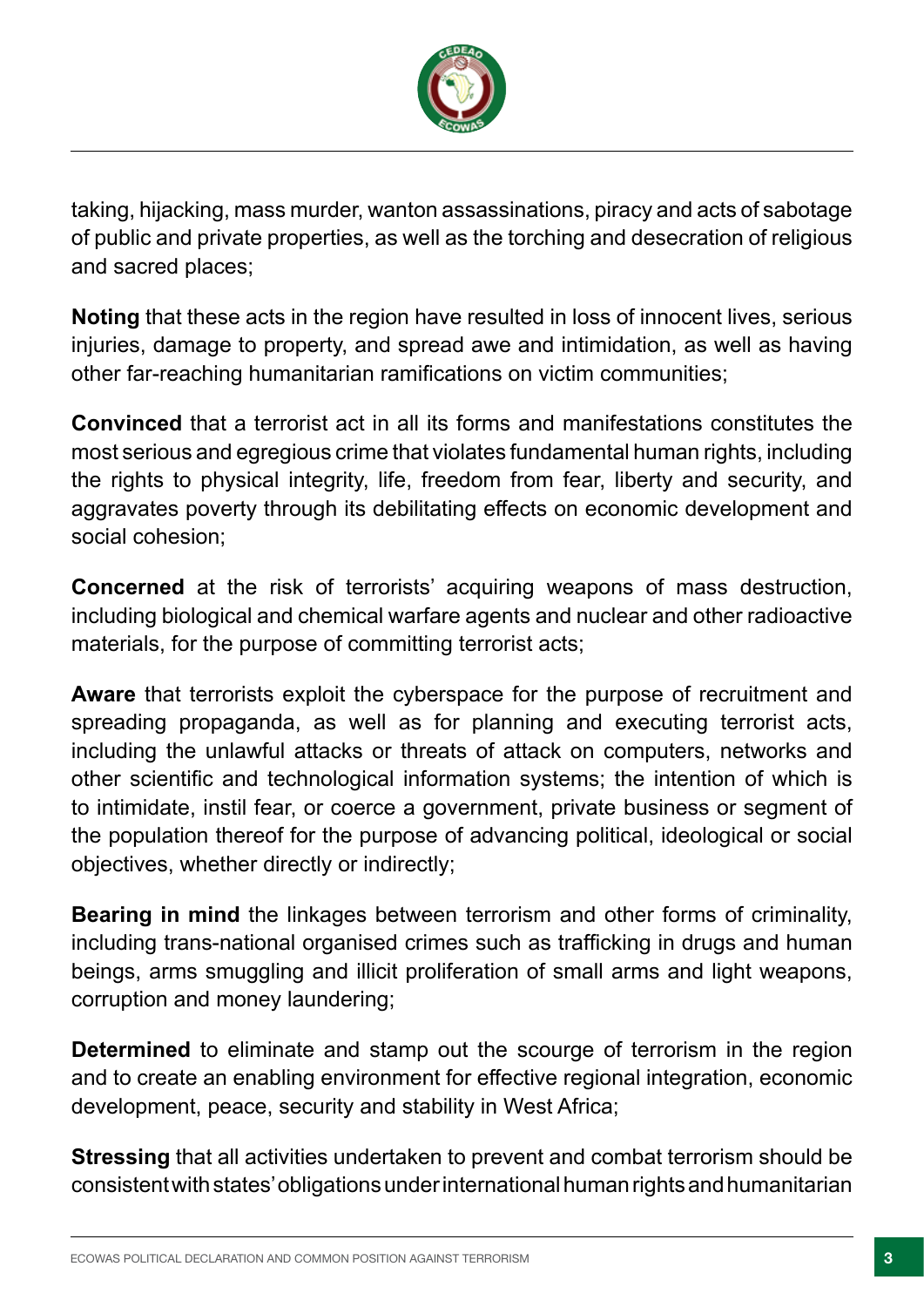taking, hijacking, mass murder, wanton assassinations, piracy and acts of sabotage of public and private properties, as well as the torching and desecration of religious and sacred places;

**Noting** that these acts in the region have resulted in loss of innocent lives, serious injuries, damage to property, and spread awe and intimidation, as well as having other far-reaching humanitarian ramifications on victim communities;

**Convinced** that a terrorist act in all its forms and manifestations constitutes the most serious and egregious crime that violates fundamental human rights, including the rights to physical integrity, life, freedom from fear, liberty and security, and aggravates poverty through its debilitating effects on economic development and social cohesion;

**Concerned** at the risk of terrorists' acquiring weapons of mass destruction, including biological and chemical warfare agents and nuclear and other radioactive materials, for the purpose of committing terrorist acts;

**Aware** that terrorists exploit the cyberspace for the purpose of recruitment and spreading propaganda, as well as for planning and executing terrorist acts, including the unlawful attacks or threats of attack on computers, networks and other scientific and technological information systems; the intention of which is to intimidate, instil fear, or coerce a government, private business or segment of the population thereof for the purpose of advancing political, ideological or social objectives, whether directly or indirectly;

**Bearing in mind** the linkages between terrorism and other forms of criminality, including trans-national organised crimes such as trafficking in drugs and human beings, arms smuggling and illicit proliferation of small arms and light weapons, corruption and money laundering;

**Determined** to eliminate and stamp out the scourge of terrorism in the region and to create an enabling environment for effective regional integration, economic development, peace, security and stability in West Africa;

**Stressing** that all activities undertaken to prevent and combat terrorism should be consistent with states' obligations under international human rights and humanitarian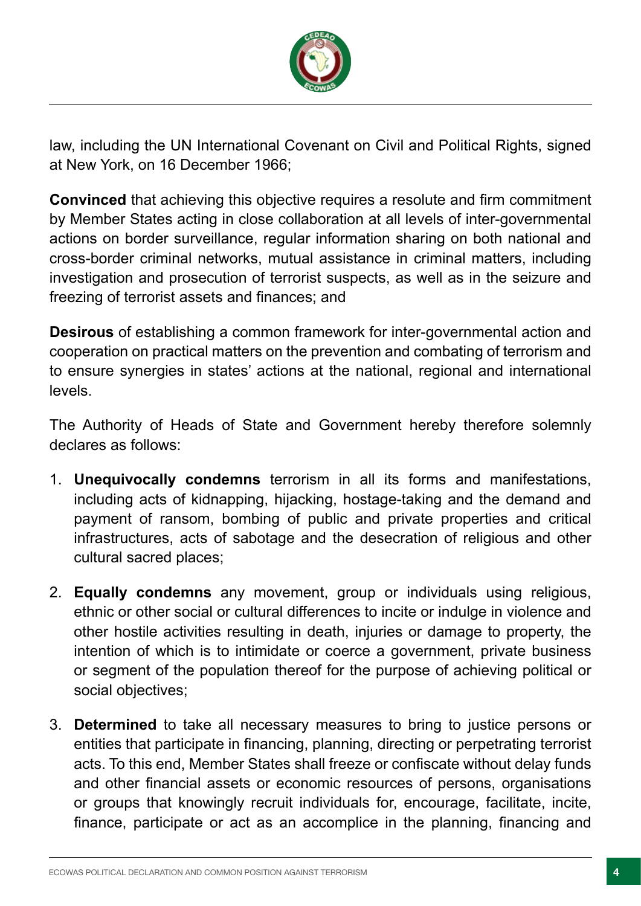law, including the UN International Covenant on Civil and Political Rights, signed at New York, on 16 December 1966;

**Convinced** that achieving this objective requires a resolute and firm commitment by Member States acting in close collaboration at all levels of inter-governmental actions on border surveillance, regular information sharing on both national and cross-border criminal networks, mutual assistance in criminal matters, including investigation and prosecution of terrorist suspects, as well as in the seizure and freezing of terrorist assets and finances; and

**Desirous** of establishing a common framework for inter-governmental action and cooperation on practical matters on the prevention and combating of terrorism and to ensure synergies in states' actions at the national, regional and international levels.

The Authority of Heads of State and Government hereby therefore solemnly declares as follows:

1. **Unequivocally condemns** terrorism in all its forms and manifestations, including acts of kidnapping, hijacking, hostage-taking and the demand and payment of ransom, bombing of public and private properties and critical infrastructures, acts of sabotage and the desecration of religious and other cultural sacred places;

2. **Equally condemns** any movement, group or individuals using religious, ethnic or other social or cultural differences to incite or indulge in violence and other hostile activities resulting in death, injuries or damage to property, the intention of which is to intimidate or coerce a government, private business or segment of the population thereof for the purpose of achieving political or social objectives;

3. **Determined** to take all necessary measures to bring to justice persons or entities that participate in financing, planning, directing or perpetrating terrorist acts. To this end, Member States shall freeze or confiscate without delay funds and other financial assets or economic resources of persons, organisations or groups that knowingly recruit individuals for, encourage, facilitate, incite, finance, participate or act as an accomplice in the planning, financing and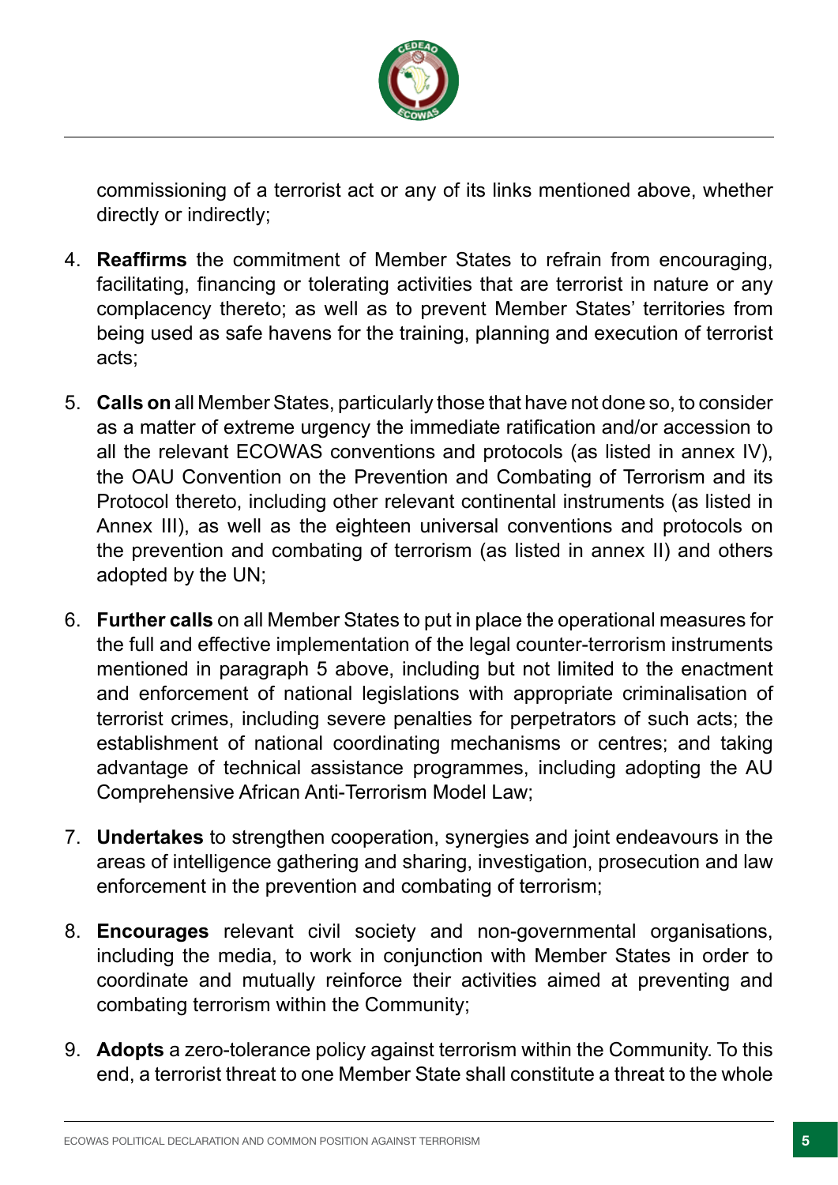commissioning of a terrorist act or any of its links mentioned above, whether directly or indirectly;

4. **Reaffirms** the commitment of Member States to refrain from encouraging, facilitating, financing or tolerating activities that are terrorist in nature or any complacency thereto; as well as to prevent Member States' territories from being used as safe havens for the training, planning and execution of terrorist acts;

5. **Calls on** all Member States, particularly those that have not done so, to consider as a matter of extreme urgency the immediate ratification and/or accession to all the relevant ECOWAS conventions and protocols (as listed in annex IV), the OAU Convention on the Prevention and Combating of Terrorism and its Protocol thereto, including other relevant continental instruments (as listed in Annex III), as well as the eighteen universal conventions and protocols on the prevention and combating of terrorism (as listed in annex II) and others adopted by the UN;

6. **Further calls** on all Member States to put in place the operational measures for the full and effective implementation of the legal counter-terrorism instruments mentioned in paragraph 5 above, including but not limited to the enactment and enforcement of national legislations with appropriate criminalisation of terrorist crimes, including severe penalties for perpetrators of such acts; the establishment of national coordinating mechanisms or centres; and taking advantage of technical assistance programmes, including adopting the AU Comprehensive African Anti-Terrorism Model Law;

7. **Undertakes** to strengthen cooperation, synergies and joint endeavours in the areas of intelligence gathering and sharing, investigation, prosecution and law enforcement in the prevention and combating of terrorism;

8. **Encourages** relevant civil society and non-governmental organisations, including the media, to work in conjunction with Member States in order to coordinate and mutually reinforce their activities aimed at preventing and combating terrorism within the Community;

9. **Adopts** a zero-tolerance policy against terrorism within the Community. To this end, a terrorist threat to one Member State shall constitute a threat to the whole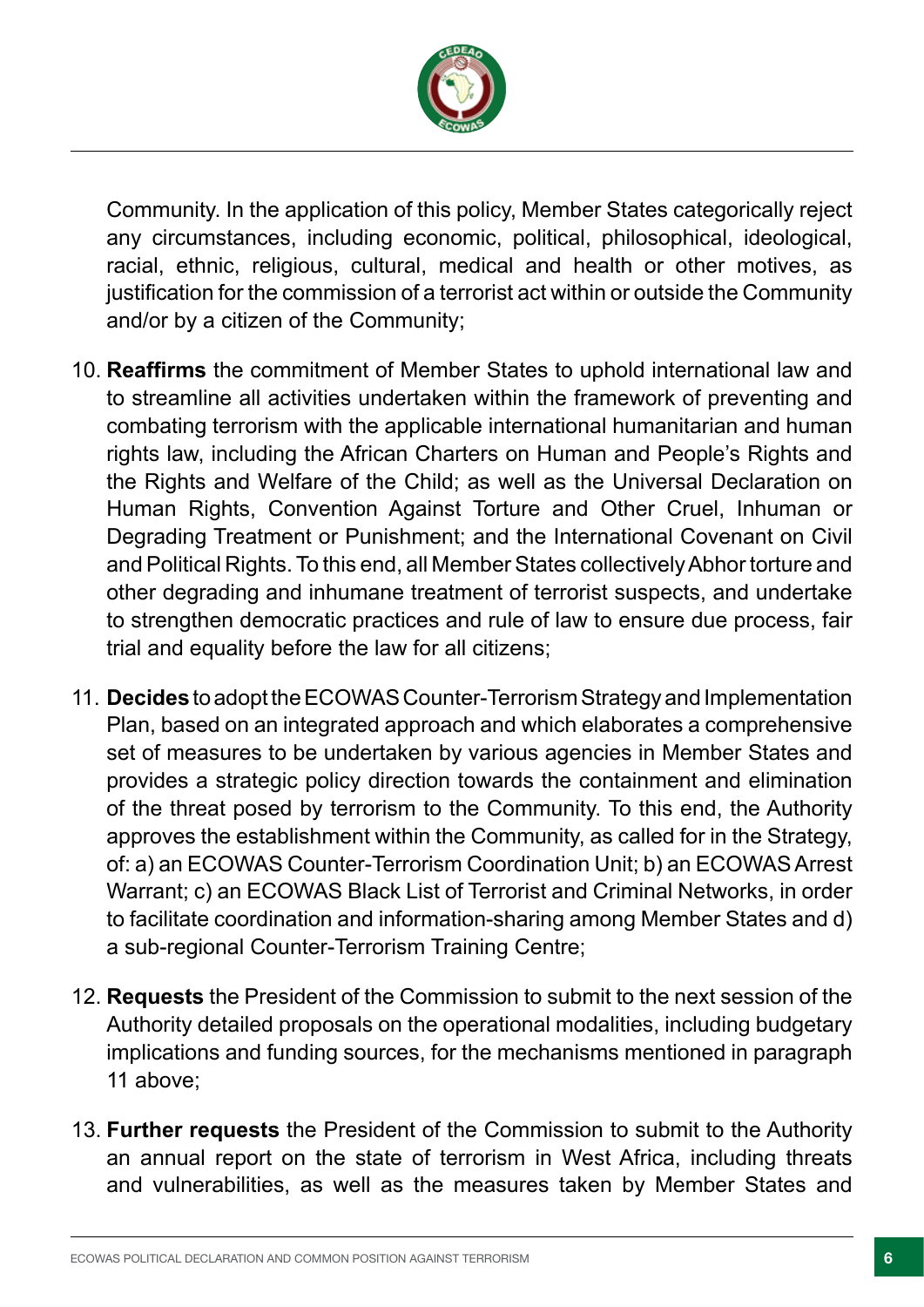Community. In the application of this policy, Member States categorically reject any circumstances, including economic, political, philosophical, ideological, racial, ethnic, religious, cultural, medical and health or other motives, as justification for the commission of a terrorist act within or outside the Community and/or by a citizen of the Community;

10. **Reaffirms** the commitment of Member States to uphold international law and to streamline all activities undertaken within the framework of preventing and combating terrorism with the applicable international humanitarian and human rights law, including the African Charters on Human and People's Rights and the Rights and Welfare of the Child; as well as the Universal Declaration on Human Rights, Convention Against Torture and Other Cruel, Inhuman or Degrading Treatment or Punishment; and the International Covenant on Civil and Political Rights. To this end, all Member States collectively Abhor torture and other degrading and inhumane treatment of terrorist suspects, and undertake to strengthen democratic practices and rule of law to ensure due process, fair trial and equality before the law for all citizens;

11. **Decides** to adopt the ECOWAS Counter-Terrorism Strategy and Implementation Plan, based on an integrated approach and which elaborates a comprehensive set of measures to be undertaken by various agencies in Member States and provides a strategic policy direction towards the containment and elimination of the threat posed by terrorism to the Community. To this end, the Authority approves the establishment within the Community, as called for in the Strategy, of: a) an ECOWAS Counter-Terrorism Coordination Unit; b) an ECOWAS Arrest Warrant; c) an ECOWAS Black List of Terrorist and Criminal Networks, in order to facilitate coordination and information-sharing among Member States and d) a sub-regional Counter-Terrorism Training Centre;

12. **Requests** the President of the Commission to submit to the next session of the Authority detailed proposals on the operational modalities, including budgetary implications and funding sources, for the mechanisms mentioned in paragraph 11 above;

13. **Further requests** the President of the Commission to submit to the Authority an annual report on the state of terrorism in West Africa, including threats and vulnerabilities, as well as the measures taken by Member States and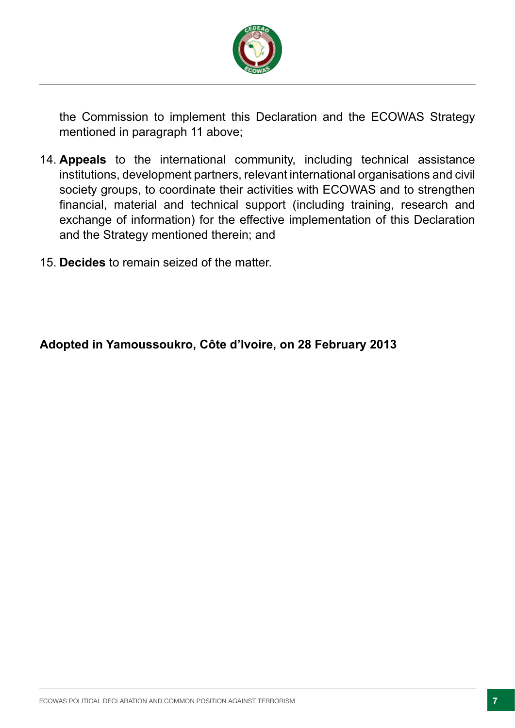the Commission to implement this Declaration and the ECOWAS Strategy mentioned in paragraph 11 above;

14. **Appeals** to the international community, including technical assistance institutions, development partners, relevant international organisations and civil society groups, to coordinate their activities with ECOWAS and to strengthen financial, material and technical support (including training, research and exchange of information) for the effective implementation of this Declaration and the Strategy mentioned therein; and

15. **Decides** to remain seized of the matter.

**Adopted in Yamoussoukro, Côte d'Ivoire, on 28 February 2013**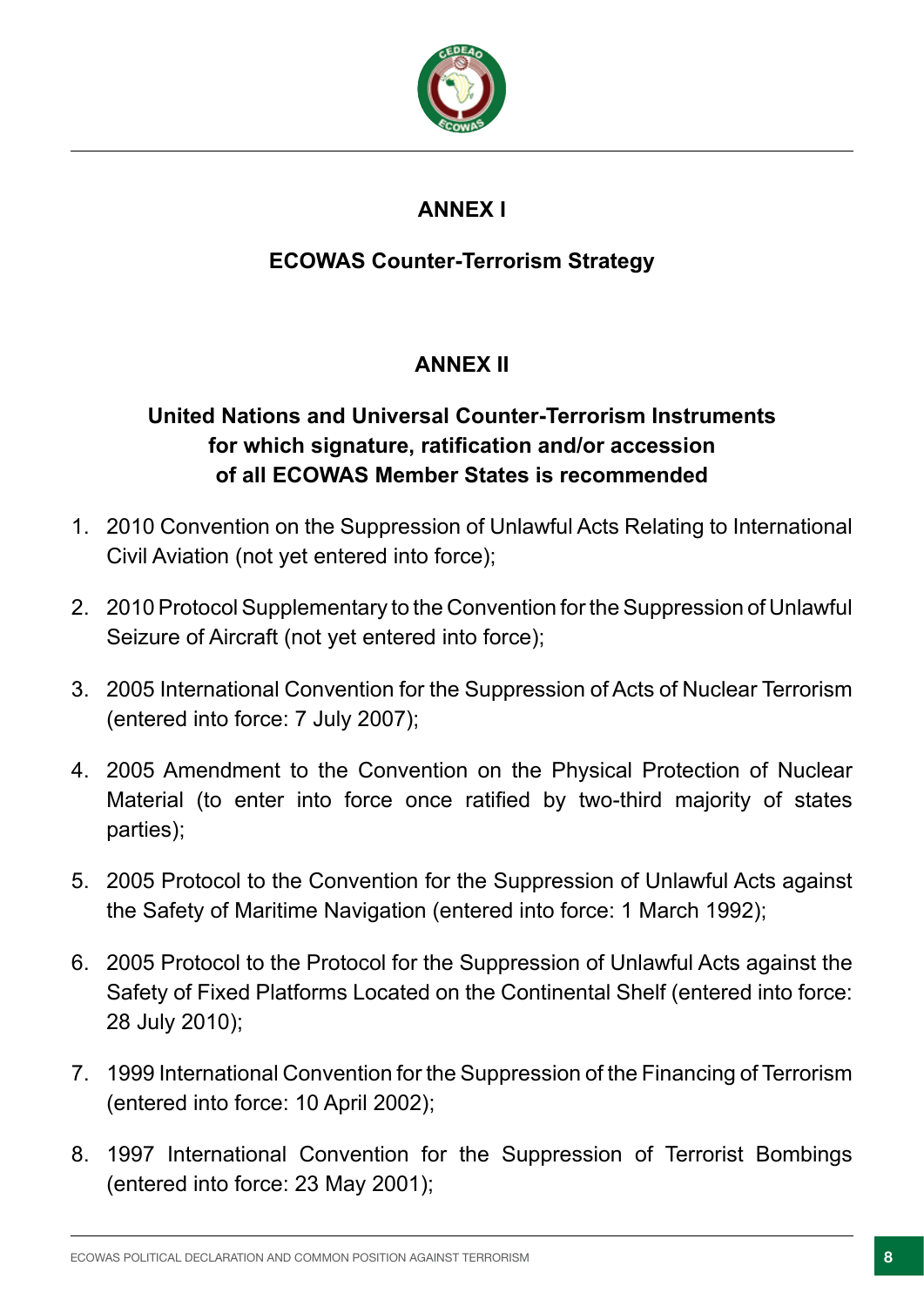## ANNEX I

### ECOWAS Counter-Terrorism Strategy

## ANNEX II

### United Nations and Universal Counter-Terrorism Instruments for which signature, ratification and/or accession of all ECOWAS Member States is recommended

1. 2010 Convention on the Suppression of Unlawful Acts Relating to International Civil Aviation (not yet entered into force);

2. 2010 Protocol Supplementary to the Convention for the Suppression of Unlawful Seizure of Aircraft (not yet entered into force);

3. 2005 International Convention for the Suppression of Acts of Nuclear Terrorism (entered into force: 7 July 2007);

4. 2005 Amendment to the Convention on the Physical Protection of Nuclear Material (to enter into force once ratified by two-third majority of states parties);

5. 2005 Protocol to the Convention for the Suppression of Unlawful Acts against the Safety of Maritime Navigation (entered into force: 1 March 1992);

6. 2005 Protocol to the Protocol for the Suppression of Unlawful Acts against the Safety of Fixed Platforms Located on the Continental Shelf (entered into force: 28 July 2010);

7. 1999 International Convention for the Suppression of the Financing of Terrorism (entered into force: 10 April 2002);

8. 1997 International Convention for the Suppression of Terrorist Bombings (entered into force: 23 May 2001);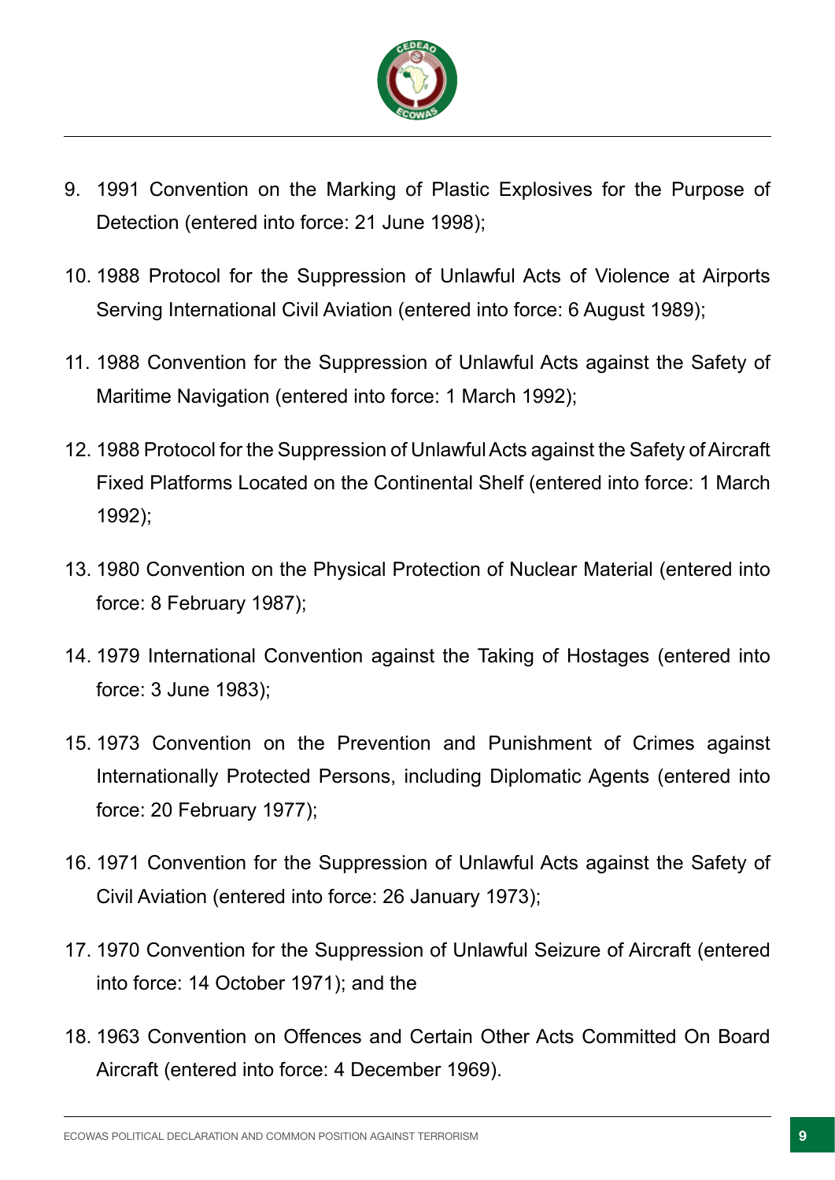9. 1991 Convention on the Marking of Plastic Explosives for the Purpose of Detection (entered into force: 21 June 1998);

10. 1988 Protocol for the Suppression of Unlawful Acts of Violence at Airports Serving International Civil Aviation (entered into force: 6 August 1989);

11. 1988 Convention for the Suppression of Unlawful Acts against the Safety of Maritime Navigation (entered into force: 1 March 1992);

12. 1988 Protocol for the Suppression of Unlawful Acts against the Safety of Aircraft Fixed Platforms Located on the Continental Shelf (entered into force: 1 March 1992);

13. 1980 Convention on the Physical Protection of Nuclear Material (entered into force: 8 February 1987);

14. 1979 International Convention against the Taking of Hostages (entered into force: 3 June 1983);

15. 1973 Convention on the Prevention and Punishment of Crimes against Internationally Protected Persons, including Diplomatic Agents (entered into force: 20 February 1977);

16. 1971 Convention for the Suppression of Unlawful Acts against the Safety of Civil Aviation (entered into force: 26 January 1973);

17. 1970 Convention for the Suppression of Unlawful Seizure of Aircraft (entered into force: 14 October 1971); and the

18. 1963 Convention on Offences and Certain Other Acts Committed On Board Aircraft (entered into force: 4 December 1969).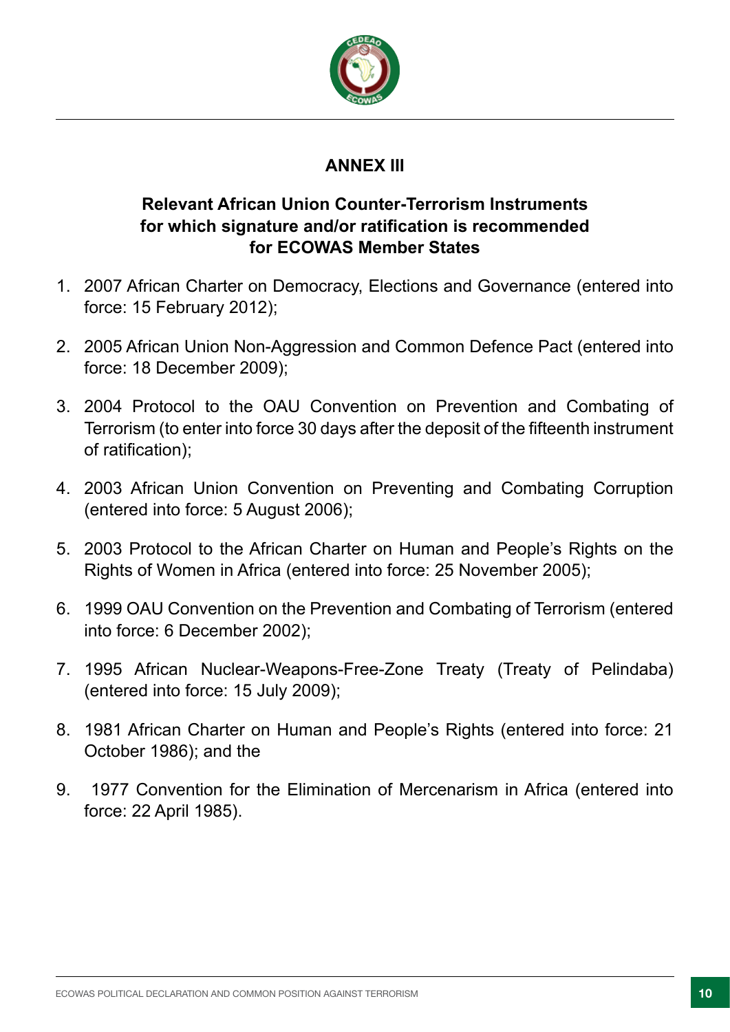## ANNEX III

### Relevant African Union Counter-Terrorism Instruments for which signature and/or ratification is recommended for ECOWAS Member States

1. 2007 African Charter on Democracy, Elections and Governance (entered into force: 15 February 2012);

2. 2005 African Union Non-Aggression and Common Defence Pact (entered into force: 18 December 2009);

3. 2004 Protocol to the OAU Convention on Prevention and Combating of Terrorism (to enter into force 30 days after the deposit of the fifteenth instrument of ratification);

4. 2003 African Union Convention on Preventing and Combating Corruption (entered into force: 5 August 2006);

5. 2003 Protocol to the African Charter on Human and People's Rights on the Rights of Women in Africa (entered into force: 25 November 2005);

6. 1999 OAU Convention on the Prevention and Combating of Terrorism (entered into force: 6 December 2002);

7. 1995 African Nuclear-Weapons-Free-Zone Treaty (Treaty of Pelindaba) (entered into force: 15 July 2009);

8. 1981 African Charter on Human and People's Rights (entered into force: 21 October 1986); and the

9. 1977 Convention for the Elimination of Mercenarism in Africa (entered into force: 22 April 1985).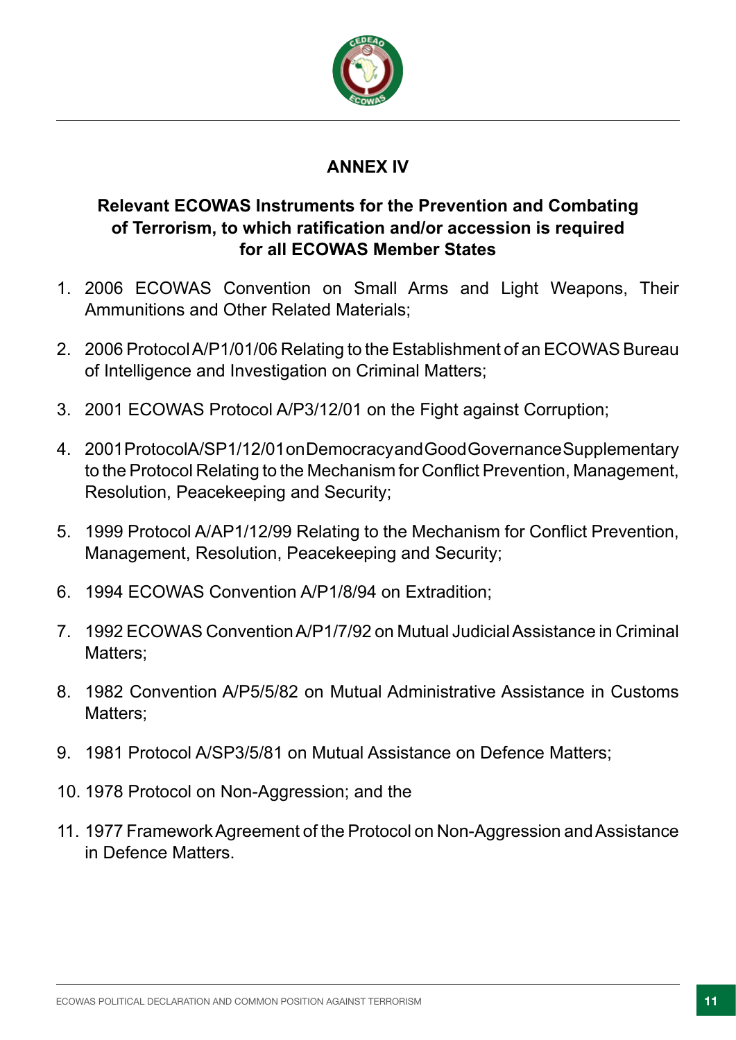## ANNEX IV

### Relevant ECOWAS Instruments for the Prevention and Combating of Terrorism, to which ratification and/or accession is required for all ECOWAS Member States

1. 2006 ECOWAS Convention on Small Arms and Light Weapons, Their Ammunitions and Other Related Materials;

2. 2006 Protocol A/P1/01/06 Relating to the Establishment of an ECOWAS Bureau of Intelligence and Investigation on Criminal Matters;

3. 2001 ECOWAS Protocol A/P3/12/01 on the Fight against Corruption;

4. 2001 Protocol A/SP1/12/01 on Democracy and Good Governance Supplementary to the Protocol Relating to the Mechanism for Conflict Prevention, Management, Resolution, Peacekeeping and Security;

5. 1999 Protocol A/AP1/12/99 Relating to the Mechanism for Conflict Prevention, Management, Resolution, Peacekeeping and Security;

6. 1994 ECOWAS Convention A/P1/8/94 on Extradition;

7. 1992 ECOWAS Convention A/P1/7/92 on Mutual Judicial Assistance in Criminal Matters;

8. 1982 Convention A/P5/5/82 on Mutual Administrative Assistance in Customs Matters;

9. 1981 Protocol A/SP3/5/81 on Mutual Assistance on Defence Matters;

10. 1978 Protocol on Non-Aggression; and the

11. 1977 Framework Agreement of the Protocol on Non-Aggression and Assistance in Defence Matters.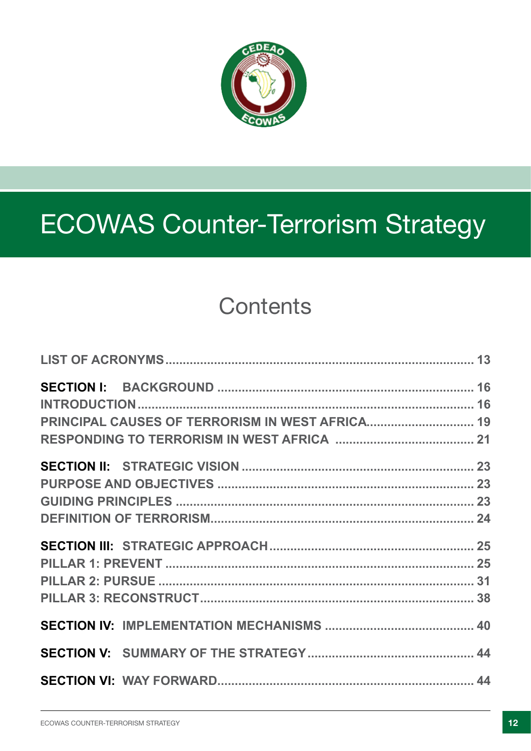# ECOWAS Counter-Terrorism Strategy

## Contents

| | |
|---|---|
| LIST OF ACRONYMS | 13 |
| **SECTION I:** BACKGROUND | 16 |
| INTRODUCTION | 16 |
| PRINCIPAL CAUSES OF TERRORISM IN WEST AFRICA | 19 |
| RESPONDING TO TERRORISM IN WEST AFRICA | 21 |
| **SECTION II:** STRATEGIC VISION | 23 |
| PURPOSE AND OBJECTIVES | 23 |
| GUIDING PRINCIPLES | 23 |
| DEFINITION OF TERRORISM | 24 |
| **SECTION III:** STRATEGIC APPROACH | 25 |
| PILLAR 1: PREVENT | 25 |
| PILLAR 2: PURSUE | 31 |
| PILLAR 3: RECONSTRUCT | 38 |
| **SECTION IV:** IMPLEMENTATION MECHANISMS | 40 |
| **SECTION V:** SUMMARY OF THE STRATEGY | 44 |
| **SECTION VI:** WAY FORWARD | 44 |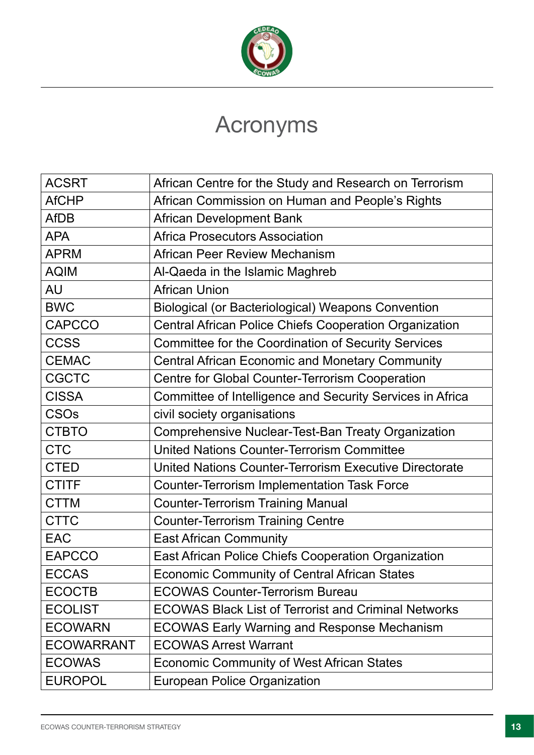# Acronyms

| | |
|---|---|
| ACSRT | African Centre for the Study and Research on Terrorism |
| AfCHP | African Commission on Human and People's Rights |
| AfDB | African Development Bank |
| APA | Africa Prosecutors Association |
| APRM | African Peer Review Mechanism |
| AQIM | Al-Qaeda in the Islamic Maghreb |
| AU | African Union |
| BWC | Biological (or Bacteriological) Weapons Convention |
| CAPCCO | Central African Police Chiefs Cooperation Organization |
| CCSS | Committee for the Coordination of Security Services |
| CEMAC | Central African Economic and Monetary Community |
| CGCTC | Centre for Global Counter-Terrorism Cooperation |
| CISSA | Committee of Intelligence and Security Services in Africa |
| CSOs | civil society organisations |
| CTBTO | Comprehensive Nuclear-Test-Ban Treaty Organization |
| CTC | United Nations Counter-Terrorism Committee |
| CTED | United Nations Counter-Terrorism Executive Directorate |
| CTITF | Counter-Terrorism Implementation Task Force |
| CTTM | Counter-Terrorism Training Manual |
| CTTC | Counter-Terrorism Training Centre |
| EAC | East African Community |
| EAPCCO | East African Police Chiefs Cooperation Organization |
| ECCAS | Economic Community of Central African States |
| ECOCTB | ECOWAS Counter-Terrorism Bureau |
| ECOLIST | ECOWAS Black List of Terrorist and Criminal Networks |
| ECOWARN | ECOWAS Early Warning and Response Mechanism |
| ECOWARRANT | ECOWAS Arrest Warrant |
| ECOWAS | Economic Community of West African States |
| EUROPOL | European Police Organization |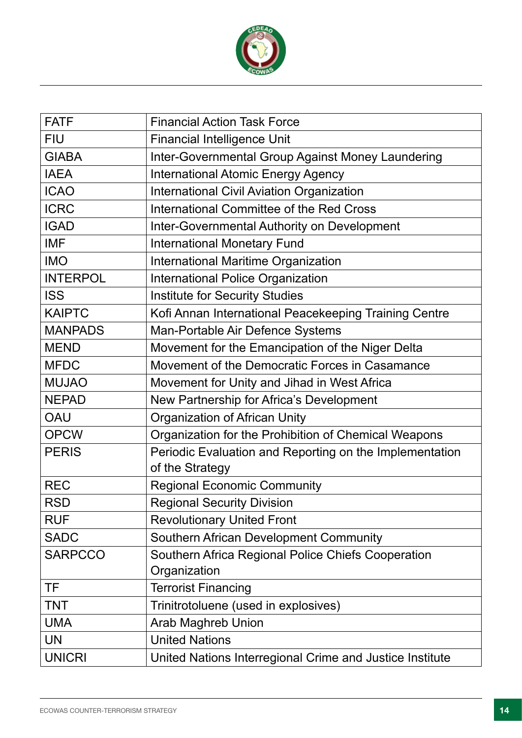| | |
|---|---|
| FATF | Financial Action Task Force |
| FIU | Financial Intelligence Unit |
| GIABA | Inter-Governmental Group Against Money Laundering |
| IAEA | International Atomic Energy Agency |
| ICAO | International Civil Aviation Organization |
| ICRC | International Committee of the Red Cross |
| IGAD | Inter-Governmental Authority on Development |
| IMF | International Monetary Fund |
| IMO | International Maritime Organization |
| INTERPOL | International Police Organization |
| ISS | Institute for Security Studies |
| KAIPTC | Kofi Annan International Peacekeeping Training Centre |
| MANPADS | Man-Portable Air Defence Systems |
| MEND | Movement for the Emancipation of the Niger Delta |
| MFDC | Movement of the Democratic Forces in Casamance |
| MUJAO | Movement for Unity and Jihad in West Africa |
| NEPAD | New Partnership for Africa's Development |
| OAU | Organization of African Unity |
| OPCW | Organization for the Prohibition of Chemical Weapons |
| PERIS | Periodic Evaluation and Reporting on the Implementation of the Strategy |
| REC | Regional Economic Community |
| RSD | Regional Security Division |
| RUF | Revolutionary United Front |
| SADC | Southern African Development Community |
| SARPCCO | Southern Africa Regional Police Chiefs Cooperation Organization |
| TF | Terrorist Financing |
| TNT | Trinitrotoluene (used in explosives) |
| UMA | Arab Maghreb Union |
| UN | United Nations |
| UNICRI | United Nations Interregional Crime and Justice Institute |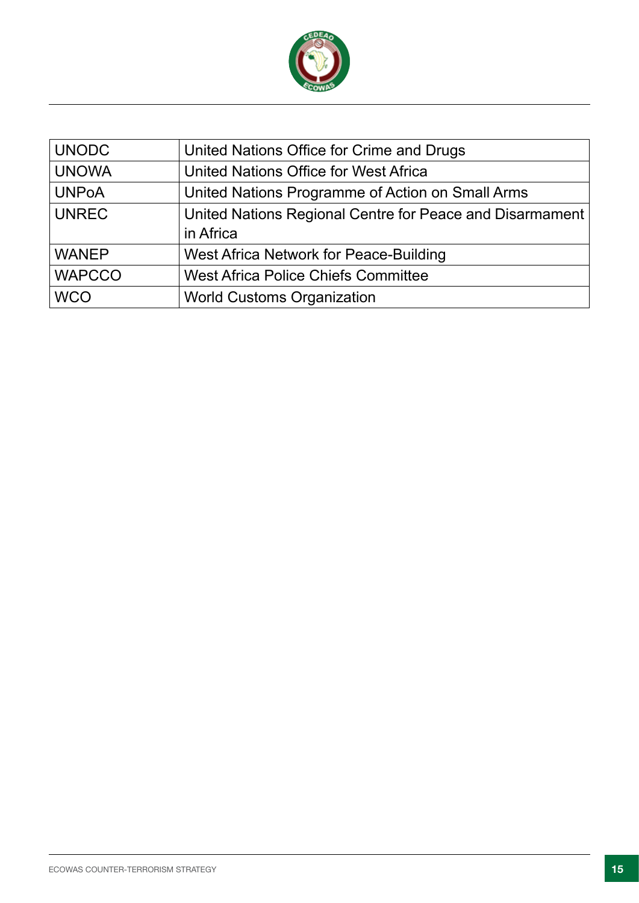| | |
|---|---|
| UNODC | United Nations Office for Crime and Drugs |
| UNOWA | United Nations Office for West Africa |
| UNPoA | United Nations Programme of Action on Small Arms |
| UNREC | United Nations Regional Centre for Peace and Disarmament in Africa |
| WANEP | West Africa Network for Peace-Building |
| WAPCCO | West Africa Police Chiefs Committee |
| WCO | World Customs Organization |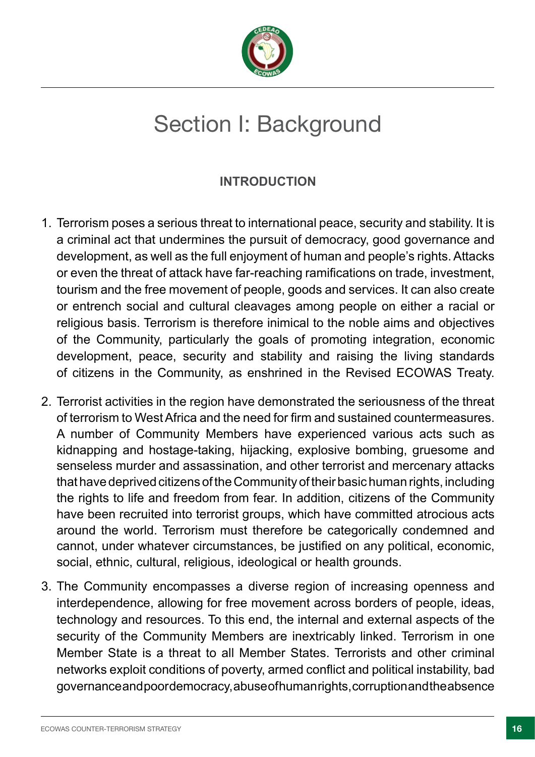# Section I: Background

## INTRODUCTION

1. Terrorism poses a serious threat to international peace, security and stability. It is a criminal act that undermines the pursuit of democracy, good governance and development, as well as the full enjoyment of human and people's rights. Attacks or even the threat of attack have far-reaching ramifications on trade, investment, tourism and the free movement of people, goods and services. It can also create or entrench social and cultural cleavages among people on either a racial or religious basis. Terrorism is therefore inimical to the noble aims and objectives of the Community, particularly the goals of promoting integration, economic development, peace, security and stability and raising the living standards of citizens in the Community, as enshrined in the Revised ECOWAS Treaty.

2. Terrorist activities in the region have demonstrated the seriousness of the threat of terrorism to West Africa and the need for firm and sustained countermeasures. A number of Community Members have experienced various acts such as kidnapping and hostage-taking, hijacking, explosive bombing, gruesome and senseless murder and assassination, and other terrorist and mercenary attacks that have deprived citizens of the Community of their basic human rights, including the rights to life and freedom from fear. In addition, citizens of the Community have been recruited into terrorist groups, which have committed atrocious acts around the world. Terrorism must therefore be categorically condemned and cannot, under whatever circumstances, be justified on any political, economic, social, ethnic, cultural, religious, ideological or health grounds.

3. The Community encompasses a diverse region of increasing openness and interdependence, allowing for free movement across borders of people, ideas, technology and resources. To this end, the internal and external aspects of the security of the Community Members are inextricably linked. Terrorism in one Member State is a threat to all Member States. Terrorists and other criminal networks exploit conditions of poverty, armed conflict and political instability, bad governance and poor democracy, abuse of human rights, corruption and the absence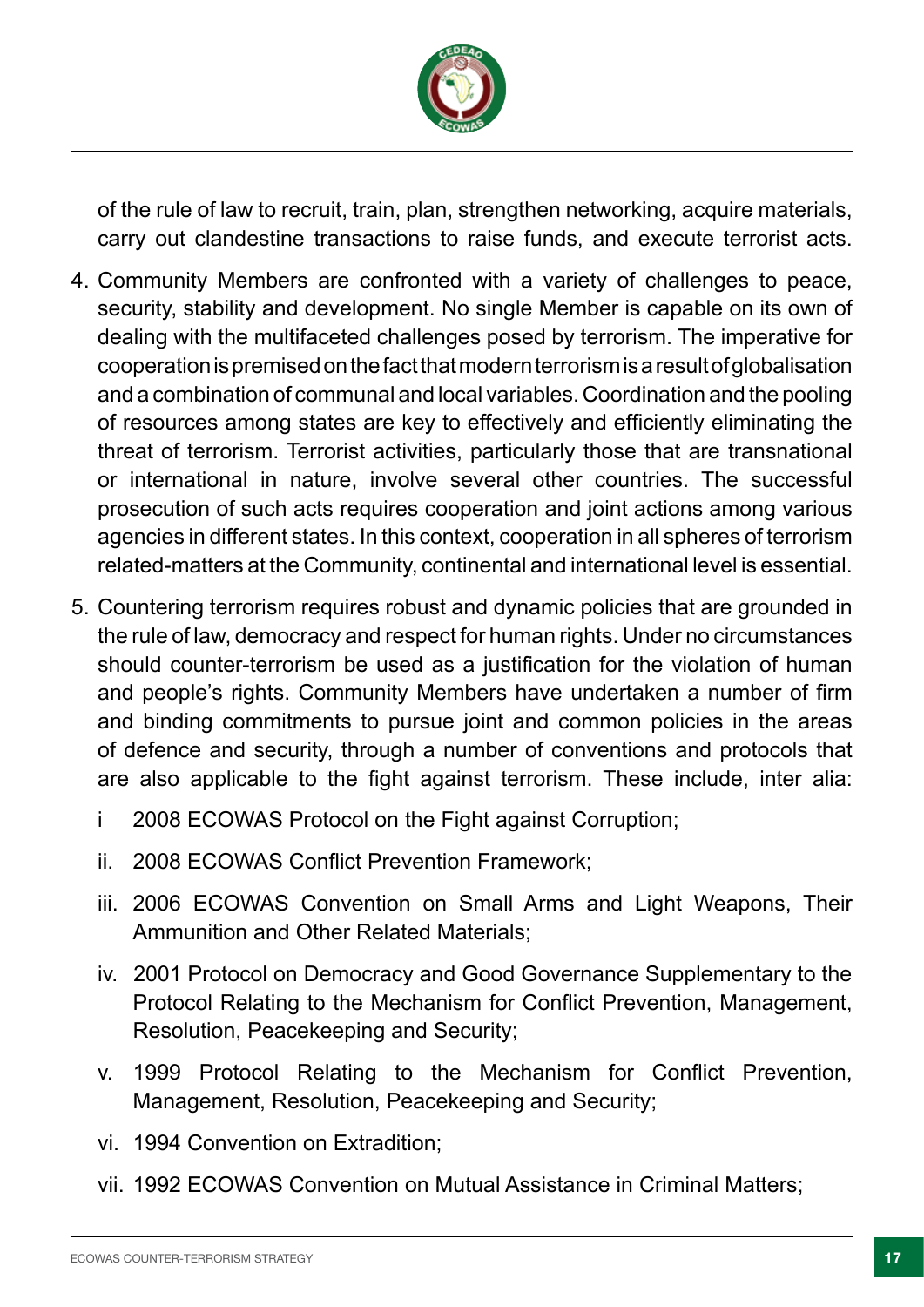of the rule of law to recruit, train, plan, strengthen networking, acquire materials, carry out clandestine transactions to raise funds, and execute terrorist acts.

4. Community Members are confronted with a variety of challenges to peace, security, stability and development. No single Member is capable on its own of dealing with the multifaceted challenges posed by terrorism. The imperative for cooperation is premised on the fact that modern terrorism is a result of globalisation and a combination of communal and local variables. Coordination and the pooling of resources among states are key to effectively and efficiently eliminating the threat of terrorism. Terrorist activities, particularly those that are transnational or international in nature, involve several other countries. The successful prosecution of such acts requires cooperation and joint actions among various agencies in different states. In this context, cooperation in all spheres of terrorism related-matters at the Community, continental and international level is essential.

5. Countering terrorism requires robust and dynamic policies that are grounded in the rule of law, democracy and respect for human rights. Under no circumstances should counter-terrorism be used as a justification for the violation of human and people's rights. Community Members have undertaken a number of firm and binding commitments to pursue joint and common policies in the areas of defence and security, through a number of conventions and protocols that are also applicable to the fight against terrorism. These include, inter alia:

    i 2008 ECOWAS Protocol on the Fight against Corruption;

    ii. 2008 ECOWAS Conflict Prevention Framework;

    iii. 2006 ECOWAS Convention on Small Arms and Light Weapons, Their Ammunition and Other Related Materials;

    iv. 2001 Protocol on Democracy and Good Governance Supplementary to the Protocol Relating to the Mechanism for Conflict Prevention, Management, Resolution, Peacekeeping and Security;

    v. 1999 Protocol Relating to the Mechanism for Conflict Prevention, Management, Resolution, Peacekeeping and Security;

    vi. 1994 Convention on Extradition;

    vii. 1992 ECOWAS Convention on Mutual Assistance in Criminal Matters;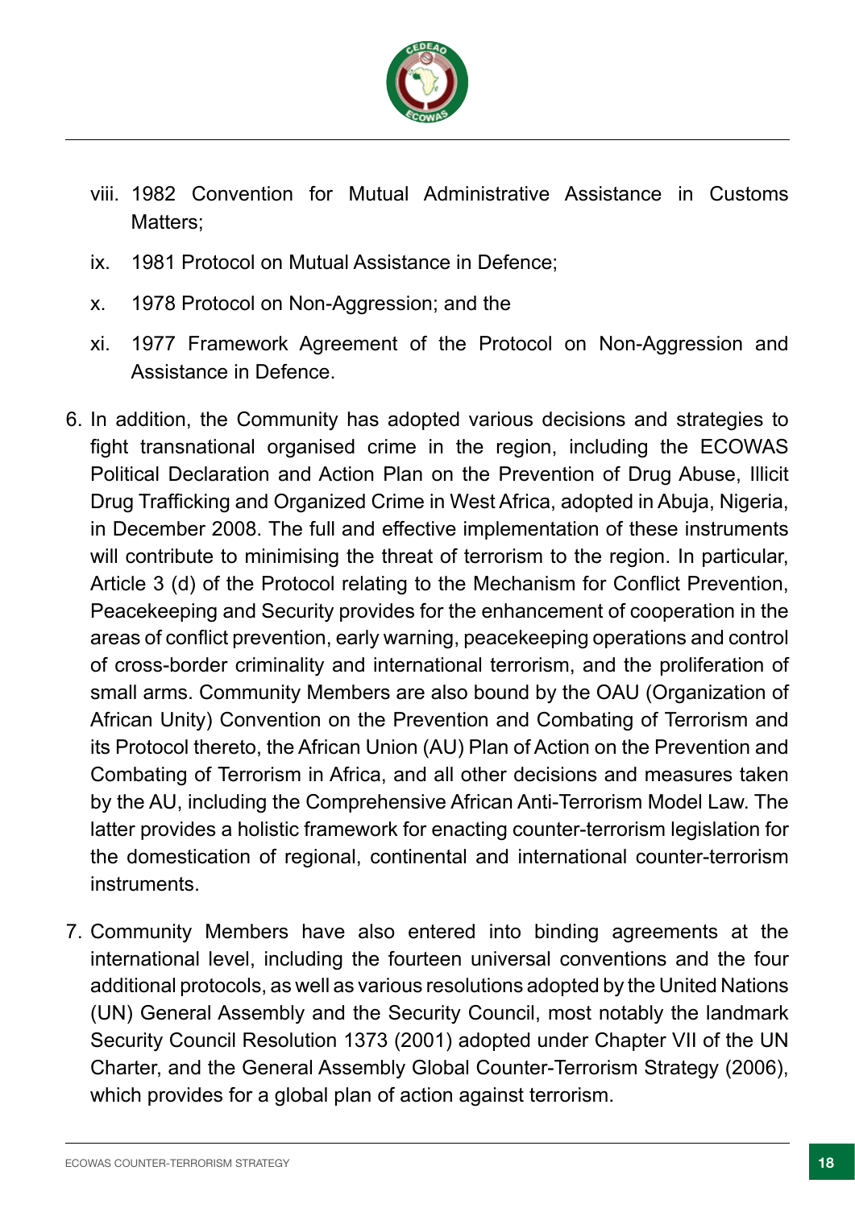viii. 1982 Convention for Mutual Administrative Assistance in Customs Matters;

ix. 1981 Protocol on Mutual Assistance in Defence;

x. 1978 Protocol on Non-Aggression; and the

xi. 1977 Framework Agreement of the Protocol on Non-Aggression and Assistance in Defence.

6. In addition, the Community has adopted various decisions and strategies to fight transnational organised crime in the region, including the ECOWAS Political Declaration and Action Plan on the Prevention of Drug Abuse, Illicit Drug Trafficking and Organized Crime in West Africa, adopted in Abuja, Nigeria, in December 2008. The full and effective implementation of these instruments will contribute to minimising the threat of terrorism to the region. In particular, Article 3 (d) of the Protocol relating to the Mechanism for Conflict Prevention, Peacekeeping and Security provides for the enhancement of cooperation in the areas of conflict prevention, early warning, peacekeeping operations and control of cross-border criminality and international terrorism, and the proliferation of small arms. Community Members are also bound by the OAU (Organization of African Unity) Convention on the Prevention and Combating of Terrorism and its Protocol thereto, the African Union (AU) Plan of Action on the Prevention and Combating of Terrorism in Africa, and all other decisions and measures taken by the AU, including the Comprehensive African Anti-Terrorism Model Law. The latter provides a holistic framework for enacting counter-terrorism legislation for the domestication of regional, continental and international counter-terrorism instruments.

7. Community Members have also entered into binding agreements at the international level, including the fourteen universal conventions and the four additional protocols, as well as various resolutions adopted by the United Nations (UN) General Assembly and the Security Council, most notably the landmark Security Council Resolution 1373 (2001) adopted under Chapter VII of the UN Charter, and the General Assembly Global Counter-Terrorism Strategy (2006), which provides for a global plan of action against terrorism.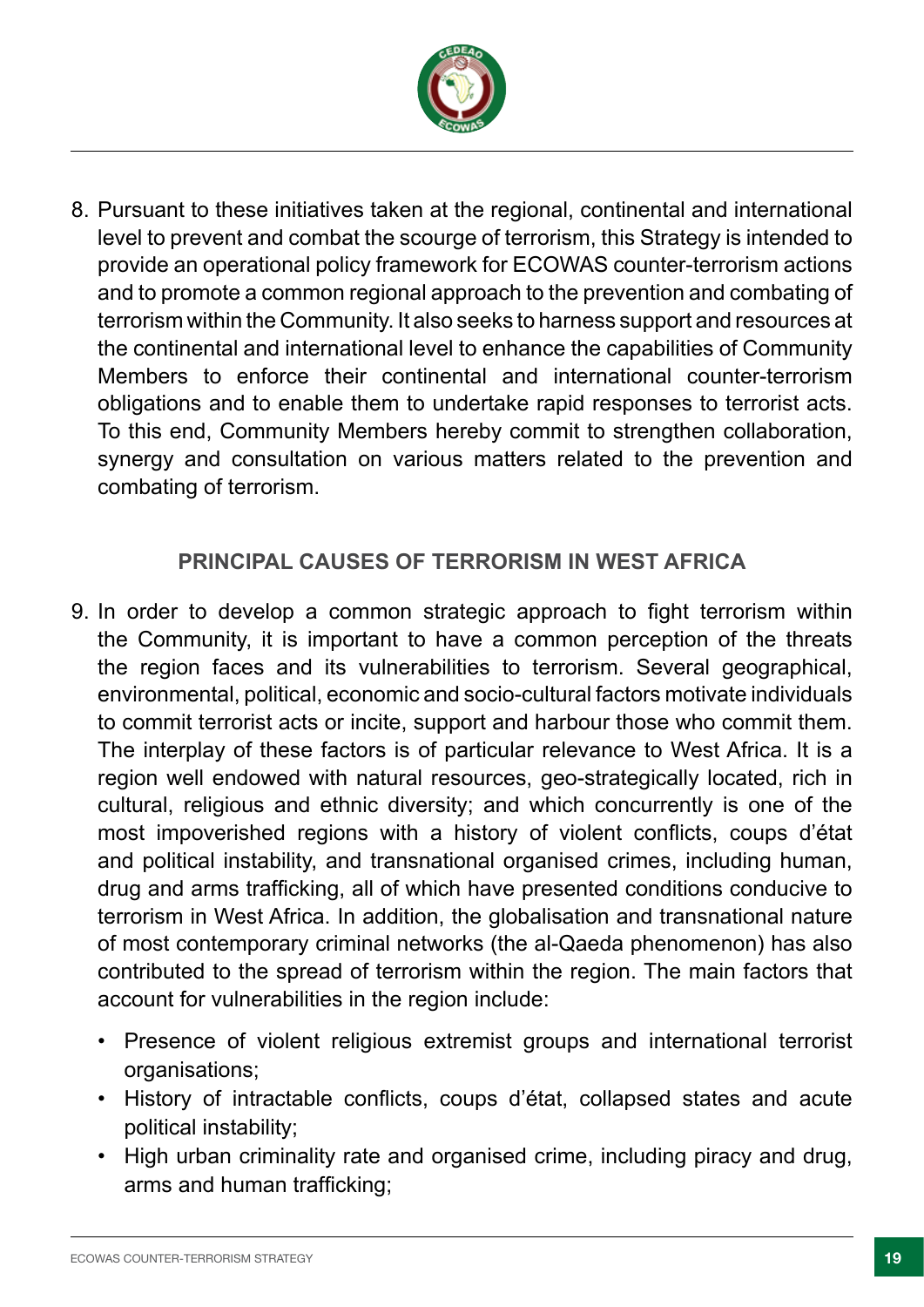8. Pursuant to these initiatives taken at the regional, continental and international level to prevent and combat the scourge of terrorism, this Strategy is intended to provide an operational policy framework for ECOWAS counter-terrorism actions and to promote a common regional approach to the prevention and combating of terrorism within the Community. It also seeks to harness support and resources at the continental and international level to enhance the capabilities of Community Members to enforce their continental and international counter-terrorism obligations and to enable them to undertake rapid responses to terrorist acts. To this end, Community Members hereby commit to strengthen collaboration, synergy and consultation on various matters related to the prevention and combating of terrorism.

## PRINCIPAL CAUSES OF TERRORISM IN WEST AFRICA

9. In order to develop a common strategic approach to fight terrorism within the Community, it is important to have a common perception of the threats the region faces and its vulnerabilities to terrorism. Several geographical, environmental, political, economic and socio-cultural factors motivate individuals to commit terrorist acts or incite, support and harbour those who commit them. The interplay of these factors is of particular relevance to West Africa. It is a region well endowed with natural resources, geo-strategically located, rich in cultural, religious and ethnic diversity; and which concurrently is one of the most impoverished regions with a history of violent conflicts, coups d'état and political instability, and transnational organised crimes, including human, drug and arms trafficking, all of which have presented conditions conducive to terrorism in West Africa. In addition, the globalisation and transnational nature of most contemporary criminal networks (the al-Qaeda phenomenon) has also contributed to the spread of terrorism within the region. The main factors that account for vulnerabilities in the region include:

   - Presence of violent religious extremist groups and international terrorist organisations;
   - History of intractable conflicts, coups d'état, collapsed states and acute political instability;
   - High urban criminality rate and organised crime, including piracy and drug, arms and human trafficking;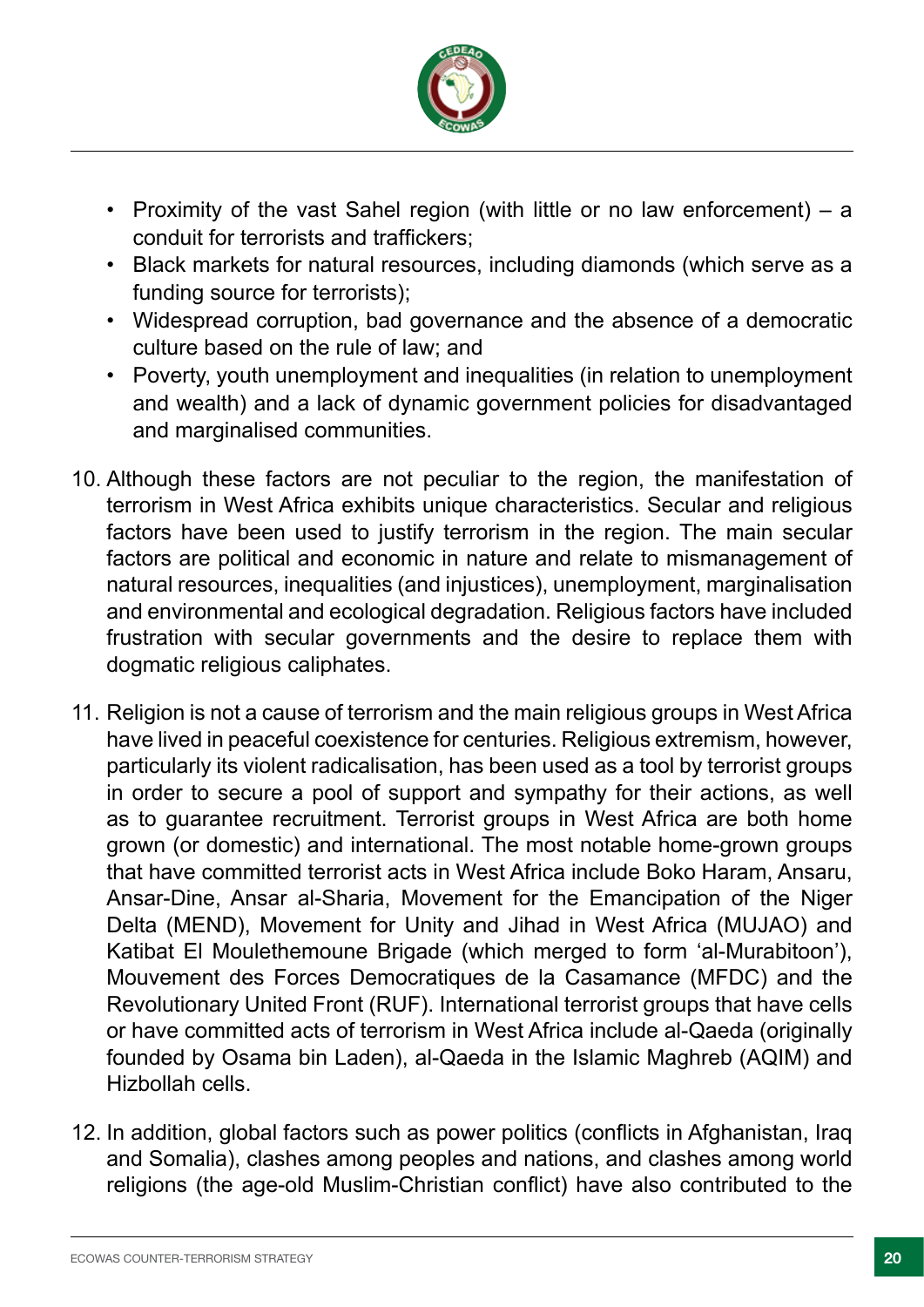- Proximity of the vast Sahel region (with little or no law enforcement) – a conduit for terrorists and traffickers;
- Black markets for natural resources, including diamonds (which serve as a funding source for terrorists);
- Widespread corruption, bad governance and the absence of a democratic culture based on the rule of law; and
- Poverty, youth unemployment and inequalities (in relation to unemployment and wealth) and a lack of dynamic government policies for disadvantaged and marginalised communities.

10. Although these factors are not peculiar to the region, the manifestation of terrorism in West Africa exhibits unique characteristics. Secular and religious factors have been used to justify terrorism in the region. The main secular factors are political and economic in nature and relate to mismanagement of natural resources, inequalities (and injustices), unemployment, marginalisation and environmental and ecological degradation. Religious factors have included frustration with secular governments and the desire to replace them with dogmatic religious caliphates.

11. Religion is not a cause of terrorism and the main religious groups in West Africa have lived in peaceful coexistence for centuries. Religious extremism, however, particularly its violent radicalisation, has been used as a tool by terrorist groups in order to secure a pool of support and sympathy for their actions, as well as to guarantee recruitment. Terrorist groups in West Africa are both home grown (or domestic) and international. The most notable home-grown groups that have committed terrorist acts in West Africa include Boko Haram, Ansaru, Ansar-Dine, Ansar al-Sharia, Movement for the Emancipation of the Niger Delta (MEND), Movement for Unity and Jihad in West Africa (MUJAO) and Katibat El Moulethemoune Brigade (which merged to form 'al-Murabitoon'), Mouvement des Forces Democratiques de la Casamance (MFDC) and the Revolutionary United Front (RUF). International terrorist groups that have cells or have committed acts of terrorism in West Africa include al-Qaeda (originally founded by Osama bin Laden), al-Qaeda in the Islamic Maghreb (AQIM) and Hizbollah cells.

12. In addition, global factors such as power politics (conflicts in Afghanistan, Iraq and Somalia), clashes among peoples and nations, and clashes among world religions (the age-old Muslim-Christian conflict) have also contributed to the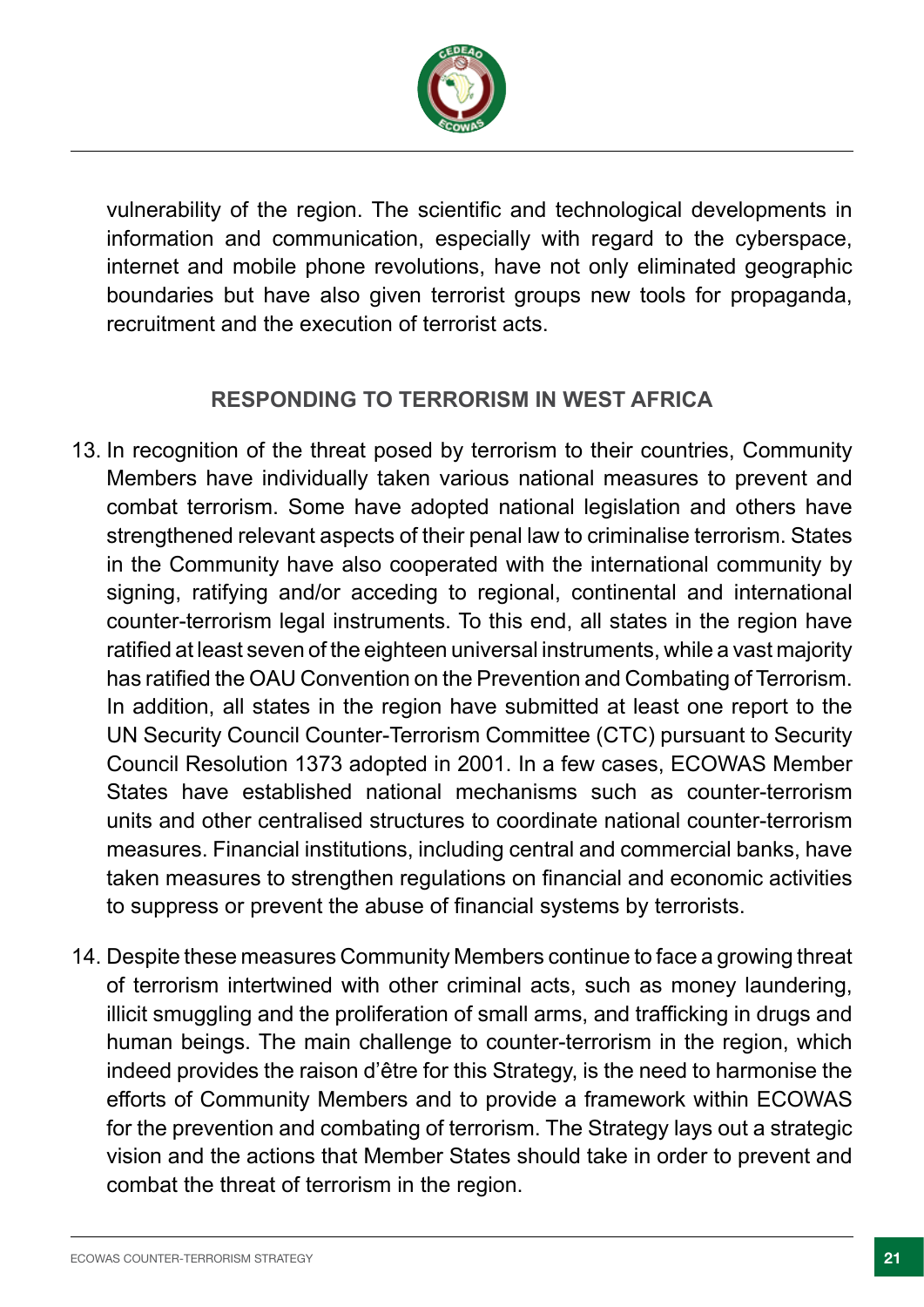vulnerability of the region. The scientific and technological developments in information and communication, especially with regard to the cyberspace, internet and mobile phone revolutions, have not only eliminated geographic boundaries but have also given terrorist groups new tools for propaganda, recruitment and the execution of terrorist acts.

## RESPONDING TO TERRORISM IN WEST AFRICA

13. In recognition of the threat posed by terrorism to their countries, Community Members have individually taken various national measures to prevent and combat terrorism. Some have adopted national legislation and others have strengthened relevant aspects of their penal law to criminalise terrorism. States in the Community have also cooperated with the international community by signing, ratifying and/or acceding to regional, continental and international counter-terrorism legal instruments. To this end, all states in the region have ratified at least seven of the eighteen universal instruments, while a vast majority has ratified the OAU Convention on the Prevention and Combating of Terrorism. In addition, all states in the region have submitted at least one report to the UN Security Council Counter-Terrorism Committee (CTC) pursuant to Security Council Resolution 1373 adopted in 2001. In a few cases, ECOWAS Member States have established national mechanisms such as counter-terrorism units and other centralised structures to coordinate national counter-terrorism measures. Financial institutions, including central and commercial banks, have taken measures to strengthen regulations on financial and economic activities to suppress or prevent the abuse of financial systems by terrorists.

14. Despite these measures Community Members continue to face a growing threat of terrorism intertwined with other criminal acts, such as money laundering, illicit smuggling and the proliferation of small arms, and trafficking in drugs and human beings. The main challenge to counter-terrorism in the region, which indeed provides the raison d'être for this Strategy, is the need to harmonise the efforts of Community Members and to provide a framework within ECOWAS for the prevention and combating of terrorism. The Strategy lays out a strategic vision and the actions that Member States should take in order to prevent and combat the threat of terrorism in the region.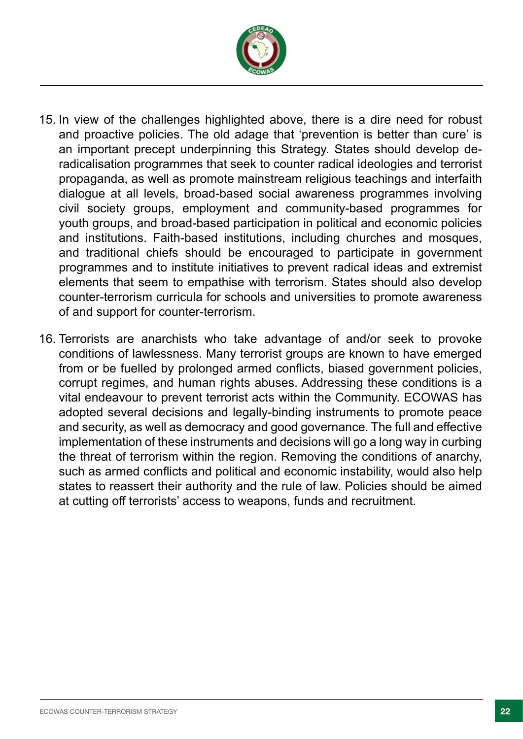15. In view of the challenges highlighted above, there is a dire need for robust and proactive policies. The old adage that 'prevention is better than cure' is an important precept underpinning this Strategy. States should develop de-radicalisation programmes that seek to counter radical ideologies and terrorist propaganda, as well as promote mainstream religious teachings and interfaith dialogue at all levels, broad-based social awareness programmes involving civil society groups, employment and community-based programmes for youth groups, and broad-based participation in political and economic policies and institutions. Faith-based institutions, including churches and mosques, and traditional chiefs should be encouraged to participate in government programmes and to institute initiatives to prevent radical ideas and extremist elements that seem to empathise with terrorism. States should also develop counter-terrorism curricula for schools and universities to promote awareness of and support for counter-terrorism.

16. Terrorists are anarchists who take advantage of and/or seek to provoke conditions of lawlessness. Many terrorist groups are known to have emerged from or be fuelled by prolonged armed conflicts, biased government policies, corrupt regimes, and human rights abuses. Addressing these conditions is a vital endeavour to prevent terrorist acts within the Community. ECOWAS has adopted several decisions and legally-binding instruments to promote peace and security, as well as democracy and good governance. The full and effective implementation of these instruments and decisions will go a long way in curbing the threat of terrorism within the region. Removing the conditions of anarchy, such as armed conflicts and political and economic instability, would also help states to reassert their authority and the rule of law. Policies should be aimed at cutting off terrorists' access to weapons, funds and recruitment.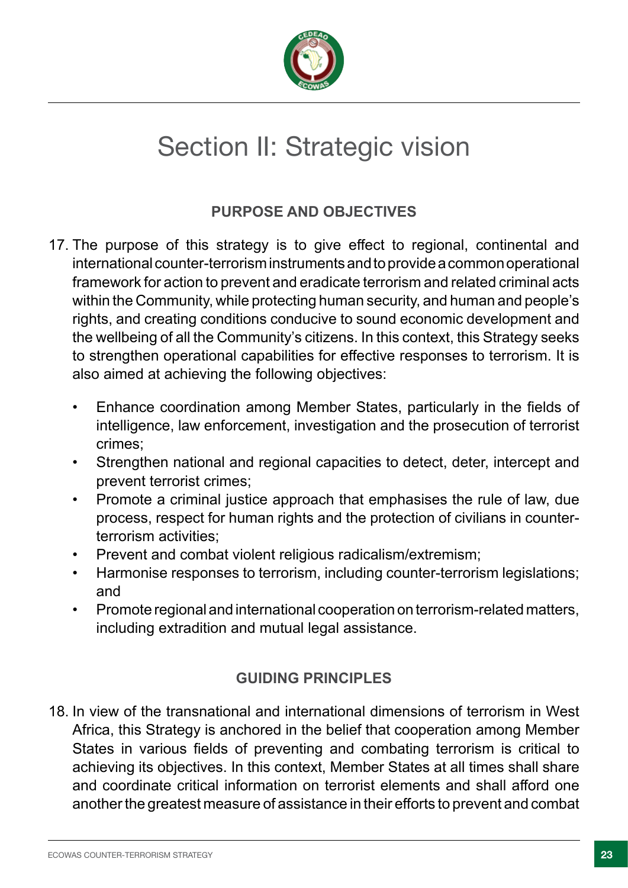# Section II: Strategic vision

## PURPOSE AND OBJECTIVES

17. The purpose of this strategy is to give effect to regional, continental and international counter-terrorism instruments and to provide a common operational framework for action to prevent and eradicate terrorism and related criminal acts within the Community, while protecting human security, and human and people's rights, and creating conditions conducive to sound economic development and the wellbeing of all the Community's citizens. In this context, this Strategy seeks to strengthen operational capabilities for effective responses to terrorism. It is also aimed at achieving the following objectives:

    - Enhance coordination among Member States, particularly in the fields of intelligence, law enforcement, investigation and the prosecution of terrorist crimes;
    - Strengthen national and regional capacities to detect, deter, intercept and prevent terrorist crimes;
    - Promote a criminal justice approach that emphasises the rule of law, due process, respect for human rights and the protection of civilians in counter-terrorism activities;
    - Prevent and combat violent religious radicalism/extremism;
    - Harmonise responses to terrorism, including counter-terrorism legislations; and
    - Promote regional and international cooperation on terrorism-related matters, including extradition and mutual legal assistance.

## GUIDING PRINCIPLES

18. In view of the transnational and international dimensions of terrorism in West Africa, this Strategy is anchored in the belief that cooperation among Member States in various fields of preventing and combating terrorism is critical to achieving its objectives. In this context, Member States at all times shall share and coordinate critical information on terrorist elements and shall afford one another the greatest measure of assistance in their efforts to prevent and combat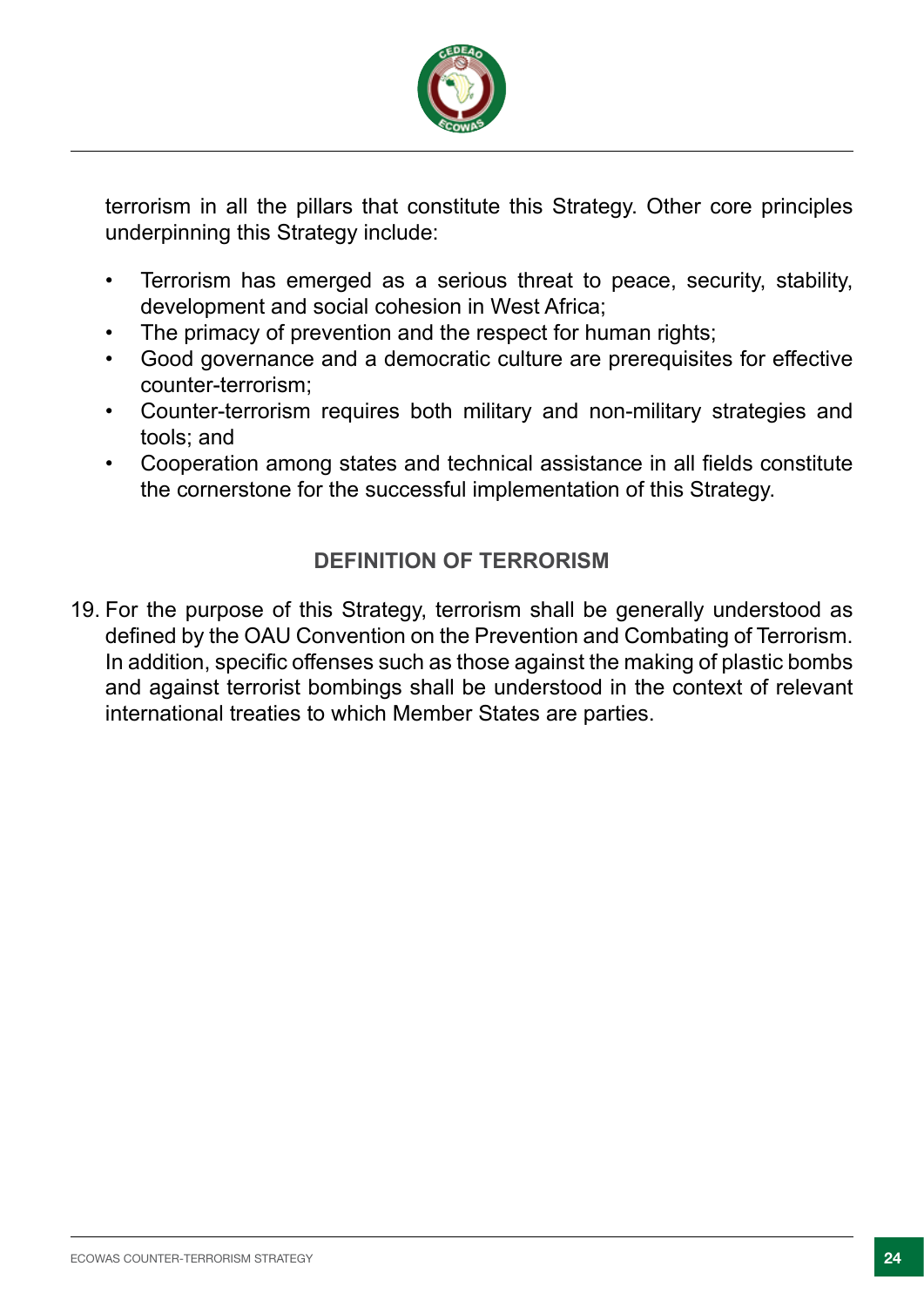terrorism in all the pillars that constitute this Strategy. Other core principles underpinning this Strategy include:

- Terrorism has emerged as a serious threat to peace, security, stability, development and social cohesion in West Africa;
- The primacy of prevention and the respect for human rights;
- Good governance and a democratic culture are prerequisites for effective counter-terrorism;
- Counter-terrorism requires both military and non-military strategies and tools; and
- Cooperation among states and technical assistance in all fields constitute the cornerstone for the successful implementation of this Strategy.

## DEFINITION OF TERRORISM

19. For the purpose of this Strategy, terrorism shall be generally understood as defined by the OAU Convention on the Prevention and Combating of Terrorism. In addition, specific offenses such as those against the making of plastic bombs and against terrorist bombings shall be understood in the context of relevant international treaties to which Member States are parties.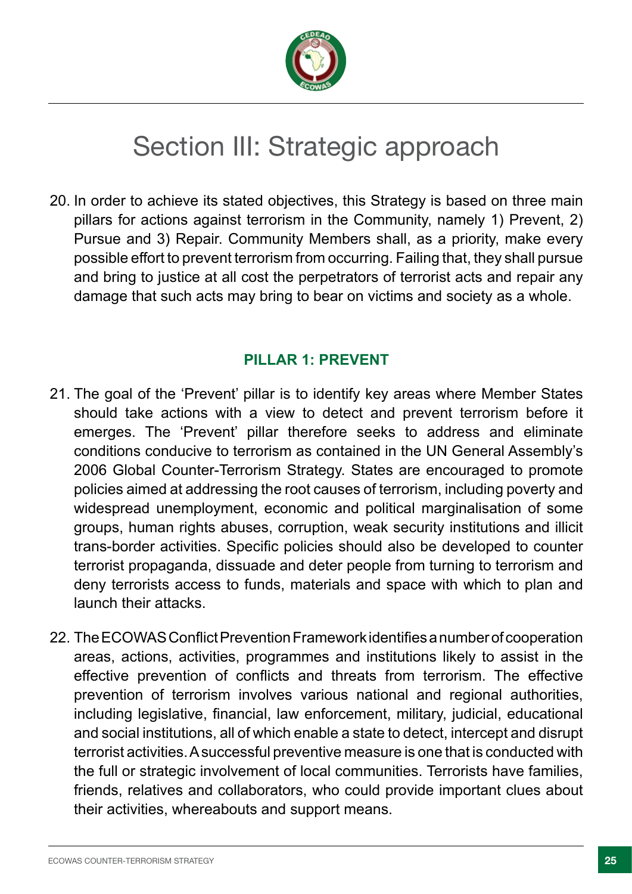# Section III: Strategic approach

20. In order to achieve its stated objectives, this Strategy is based on three main pillars for actions against terrorism in the Community, namely 1) Prevent, 2) Pursue and 3) Repair. Community Members shall, as a priority, make every possible effort to prevent terrorism from occurring. Failing that, they shall pursue and bring to justice at all cost the perpetrators of terrorist acts and repair any damage that such acts may bring to bear on victims and society as a whole.

## PILLAR 1: PREVENT

21. The goal of the 'Prevent' pillar is to identify key areas where Member States should take actions with a view to detect and prevent terrorism before it emerges. The 'Prevent' pillar therefore seeks to address and eliminate conditions conducive to terrorism as contained in the UN General Assembly's 2006 Global Counter-Terrorism Strategy. States are encouraged to promote policies aimed at addressing the root causes of terrorism, including poverty and widespread unemployment, economic and political marginalisation of some groups, human rights abuses, corruption, weak security institutions and illicit trans-border activities. Specific policies should also be developed to counter terrorist propaganda, dissuade and deter people from turning to terrorism and deny terrorists access to funds, materials and space with which to plan and launch their attacks.

22. The ECOWAS Conflict Prevention Framework identifies a number of cooperation areas, actions, activities, programmes and institutions likely to assist in the effective prevention of conflicts and threats from terrorism. The effective prevention of terrorism involves various national and regional authorities, including legislative, financial, law enforcement, military, judicial, educational and social institutions, all of which enable a state to detect, intercept and disrupt terrorist activities. A successful preventive measure is one that is conducted with the full or strategic involvement of local communities. Terrorists have families, friends, relatives and collaborators, who could provide important clues about their activities, whereabouts and support means.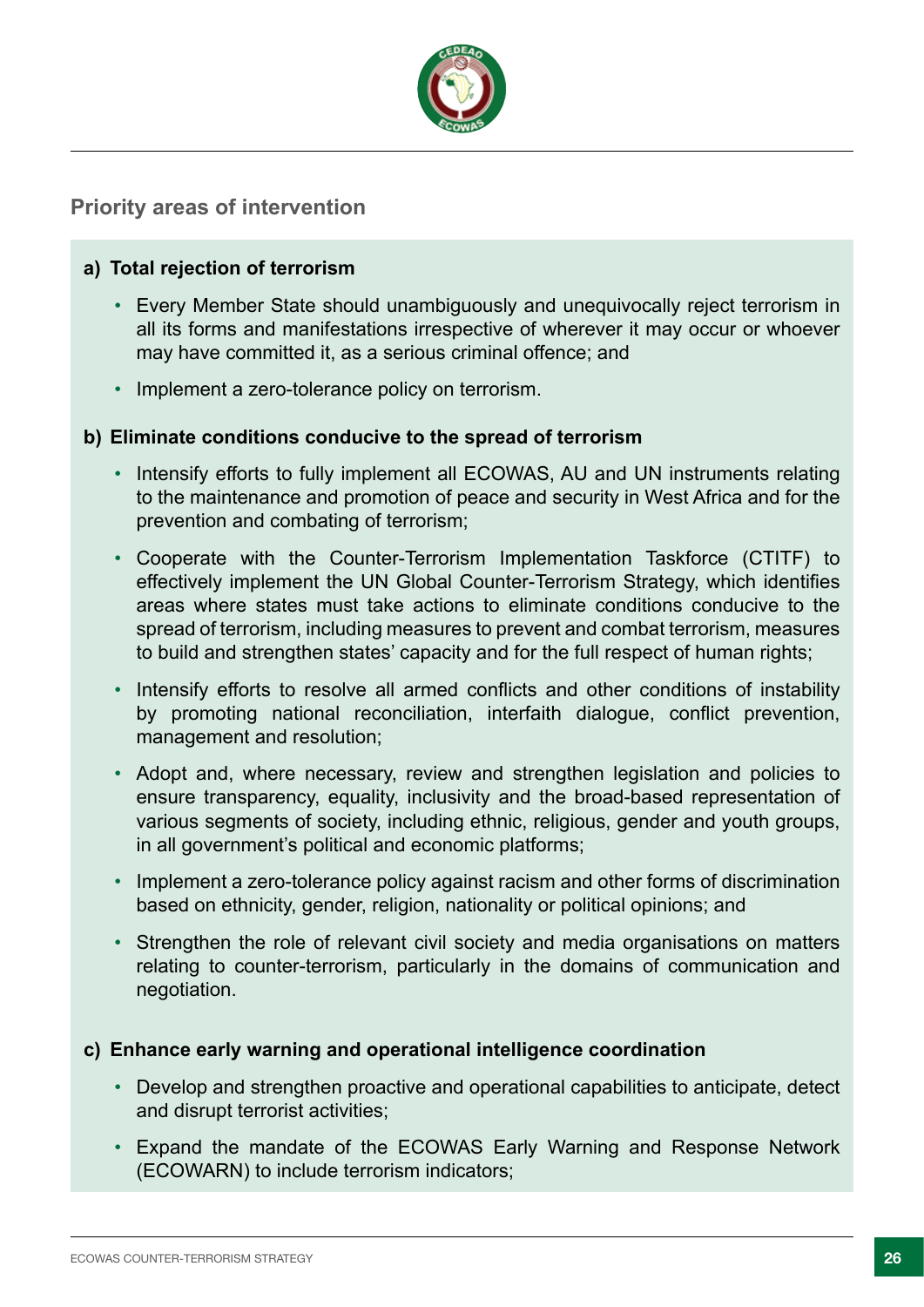## Priority areas of intervention

**a) Total rejection of terrorism**

- Every Member State should unambiguously and unequivocally reject terrorism in all its forms and manifestations irrespective of wherever it may occur or whoever may have committed it, as a serious criminal offence; and
- Implement a zero-tolerance policy on terrorism.

**b) Eliminate conditions conducive to the spread of terrorism**

- Intensify efforts to fully implement all ECOWAS, AU and UN instruments relating to the maintenance and promotion of peace and security in West Africa and for the prevention and combating of terrorism;
- Cooperate with the Counter-Terrorism Implementation Taskforce (CTITF) to effectively implement the UN Global Counter-Terrorism Strategy, which identifies areas where states must take actions to eliminate conditions conducive to the spread of terrorism, including measures to prevent and combat terrorism, measures to build and strengthen states' capacity and for the full respect of human rights;
- Intensify efforts to resolve all armed conflicts and other conditions of instability by promoting national reconciliation, interfaith dialogue, conflict prevention, management and resolution;
- Adopt and, where necessary, review and strengthen legislation and policies to ensure transparency, equality, inclusivity and the broad-based representation of various segments of society, including ethnic, religious, gender and youth groups, in all government's political and economic platforms;
- Implement a zero-tolerance policy against racism and other forms of discrimination based on ethnicity, gender, religion, nationality or political opinions; and
- Strengthen the role of relevant civil society and media organisations on matters relating to counter-terrorism, particularly in the domains of communication and negotiation.

**c) Enhance early warning and operational intelligence coordination**

- Develop and strengthen proactive and operational capabilities to anticipate, detect and disrupt terrorist activities;
- Expand the mandate of the ECOWAS Early Warning and Response Network (ECOWARN) to include terrorism indicators;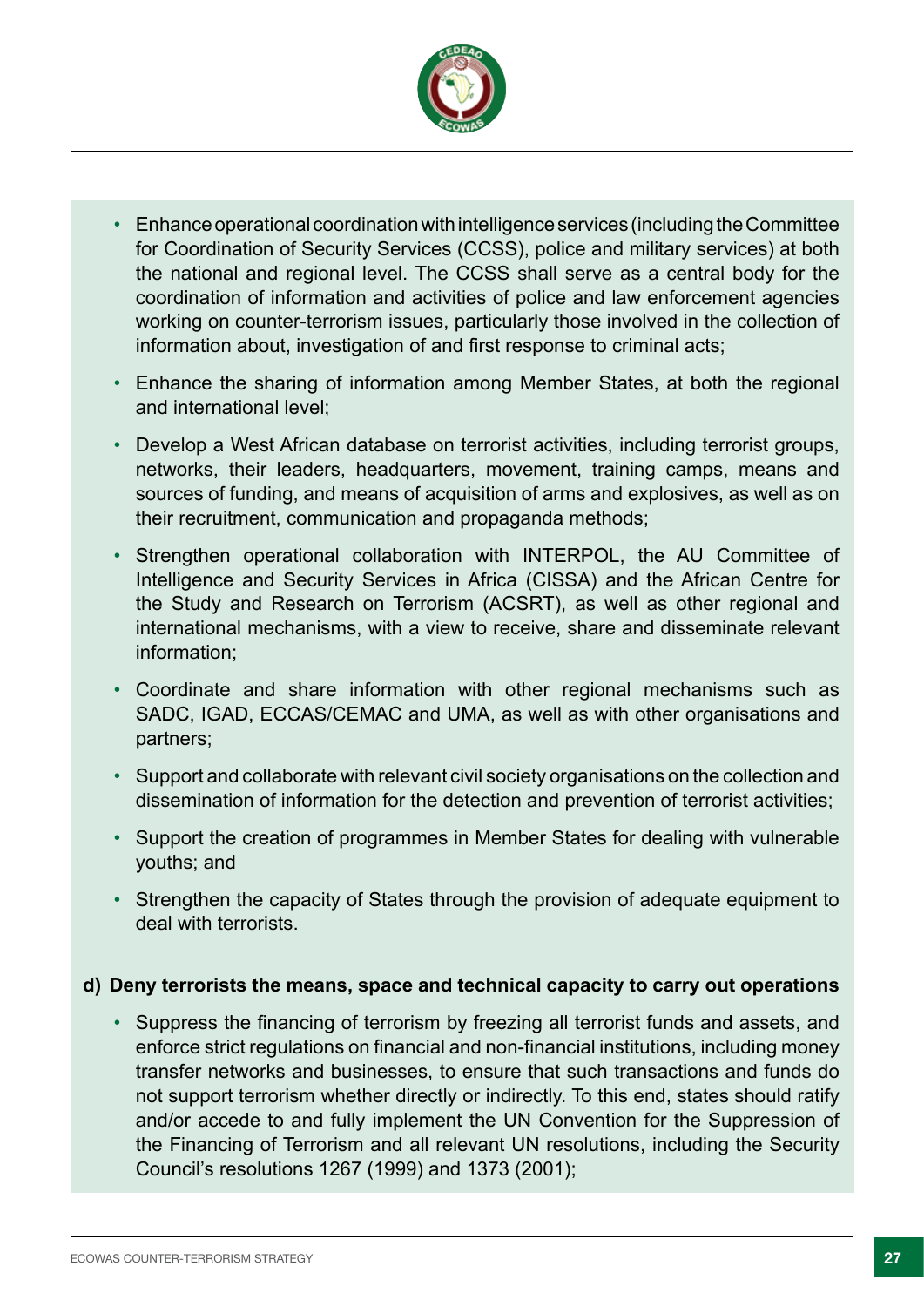- Enhance operational coordination with intelligence services (including the Committee for Coordination of Security Services (CCSS), police and military services) at both the national and regional level. The CCSS shall serve as a central body for the coordination of information and activities of police and law enforcement agencies working on counter-terrorism issues, particularly those involved in the collection of information about, investigation of and first response to criminal acts;
- Enhance the sharing of information among Member States, at both the regional and international level;
- Develop a West African database on terrorist activities, including terrorist groups, networks, their leaders, headquarters, movement, training camps, means and sources of funding, and means of acquisition of arms and explosives, as well as on their recruitment, communication and propaganda methods;
- Strengthen operational collaboration with INTERPOL, the AU Committee of Intelligence and Security Services in Africa (CISSA) and the African Centre for the Study and Research on Terrorism (ACSRT), as well as other regional and international mechanisms, with a view to receive, share and disseminate relevant information;
- Coordinate and share information with other regional mechanisms such as SADC, IGAD, ECCAS/CEMAC and UMA, as well as with other organisations and partners;
- Support and collaborate with relevant civil society organisations on the collection and dissemination of information for the detection and prevention of terrorist activities;
- Support the creation of programmes in Member States for dealing with vulnerable youths; and
- Strengthen the capacity of States through the provision of adequate equipment to deal with terrorists.

**d) Deny terrorists the means, space and technical capacity to carry out operations**

- Suppress the financing of terrorism by freezing all terrorist funds and assets, and enforce strict regulations on financial and non-financial institutions, including money transfer networks and businesses, to ensure that such transactions and funds do not support terrorism whether directly or indirectly. To this end, states should ratify and/or accede to and fully implement the UN Convention for the Suppression of the Financing of Terrorism and all relevant UN resolutions, including the Security Council's resolutions 1267 (1999) and 1373 (2001);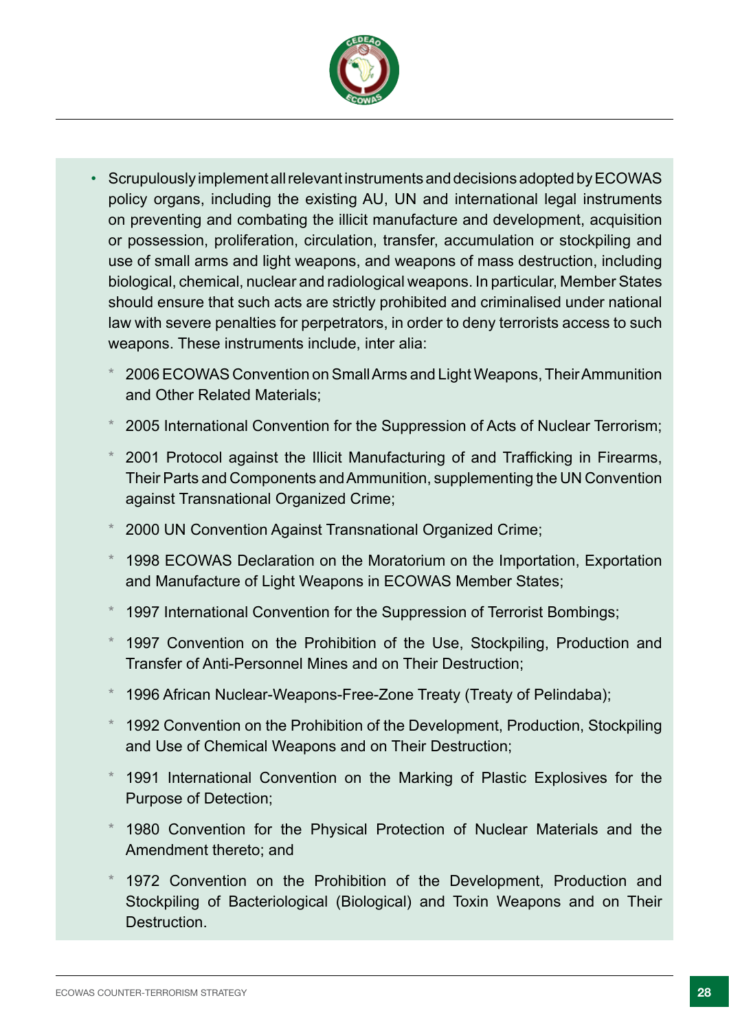- Scrupulously implement all relevant instruments and decisions adopted by ECOWAS policy organs, including the existing AU, UN and international legal instruments on preventing and combating the illicit manufacture and development, acquisition or possession, proliferation, circulation, transfer, accumulation or stockpiling and use of small arms and light weapons, and weapons of mass destruction, including biological, chemical, nuclear and radiological weapons. In particular, Member States should ensure that such acts are strictly prohibited and criminalised under national law with severe penalties for perpetrators, in order to deny terrorists access to such weapons. These instruments include, inter alia:
  - 2006 ECOWAS Convention on Small Arms and Light Weapons, Their Ammunition and Other Related Materials;
  - 2005 International Convention for the Suppression of Acts of Nuclear Terrorism;
  - 2001 Protocol against the Illicit Manufacturing of and Trafficking in Firearms, Their Parts and Components and Ammunition, supplementing the UN Convention against Transnational Organized Crime;
  - 2000 UN Convention Against Transnational Organized Crime;
  - 1998 ECOWAS Declaration on the Moratorium on the Importation, Exportation and Manufacture of Light Weapons in ECOWAS Member States;
  - 1997 International Convention for the Suppression of Terrorist Bombings;
  - 1997 Convention on the Prohibition of the Use, Stockpiling, Production and Transfer of Anti-Personnel Mines and on Their Destruction;
  - 1996 African Nuclear-Weapons-Free-Zone Treaty (Treaty of Pelindaba);
  - 1992 Convention on the Prohibition of the Development, Production, Stockpiling and Use of Chemical Weapons and on Their Destruction;
  - 1991 International Convention on the Marking of Plastic Explosives for the Purpose of Detection;
  - 1980 Convention for the Physical Protection of Nuclear Materials and the Amendment thereto; and
  - 1972 Convention on the Prohibition of the Development, Production and Stockpiling of Bacteriological (Biological) and Toxin Weapons and on Their Destruction.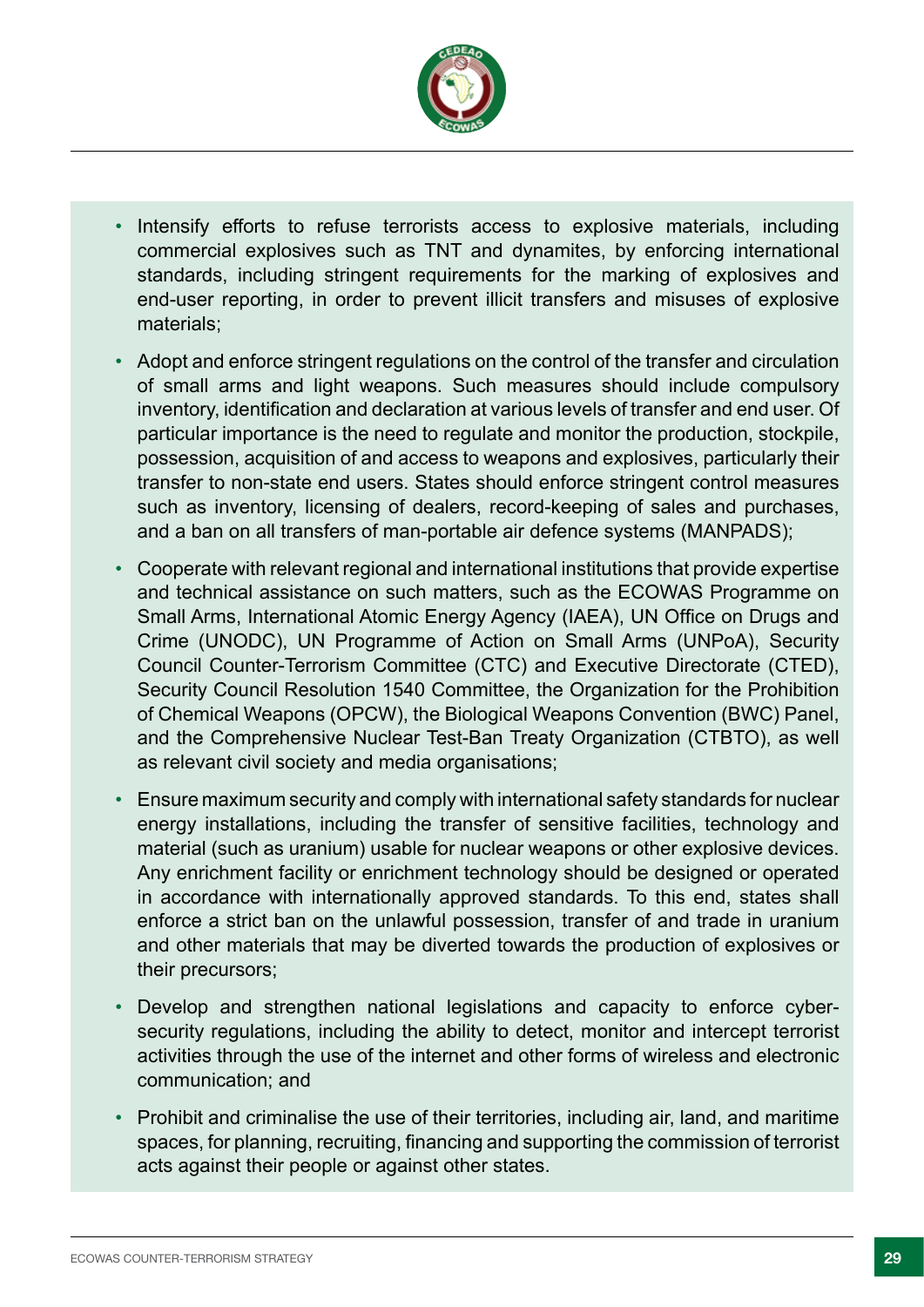- Intensify efforts to refuse terrorists access to explosive materials, including commercial explosives such as TNT and dynamites, by enforcing international standards, including stringent requirements for the marking of explosives and end-user reporting, in order to prevent illicit transfers and misuses of explosive materials;

- Adopt and enforce stringent regulations on the control of the transfer and circulation of small arms and light weapons. Such measures should include compulsory inventory, identification and declaration at various levels of transfer and end user. Of particular importance is the need to regulate and monitor the production, stockpile, possession, acquisition of and access to weapons and explosives, particularly their transfer to non-state end users. States should enforce stringent control measures such as inventory, licensing of dealers, record-keeping of sales and purchases, and a ban on all transfers of man-portable air defence systems (MANPADS);

- Cooperate with relevant regional and international institutions that provide expertise and technical assistance on such matters, such as the ECOWAS Programme on Small Arms, International Atomic Energy Agency (IAEA), UN Office on Drugs and Crime (UNODC), UN Programme of Action on Small Arms (UNPoA), Security Council Counter-Terrorism Committee (CTC) and Executive Directorate (CTED), Security Council Resolution 1540 Committee, the Organization for the Prohibition of Chemical Weapons (OPCW), the Biological Weapons Convention (BWC) Panel, and the Comprehensive Nuclear Test-Ban Treaty Organization (CTBTO), as well as relevant civil society and media organisations;

- Ensure maximum security and comply with international safety standards for nuclear energy installations, including the transfer of sensitive facilities, technology and material (such as uranium) usable for nuclear weapons or other explosive devices. Any enrichment facility or enrichment technology should be designed or operated in accordance with internationally approved standards. To this end, states shall enforce a strict ban on the unlawful possession, transfer of and trade in uranium and other materials that may be diverted towards the production of explosives or their precursors;

- Develop and strengthen national legislations and capacity to enforce cyber-security regulations, including the ability to detect, monitor and intercept terrorist activities through the use of the internet and other forms of wireless and electronic communication; and

- Prohibit and criminalise the use of their territories, including air, land, and maritime spaces, for planning, recruiting, financing and supporting the commission of terrorist acts against their people or against other states.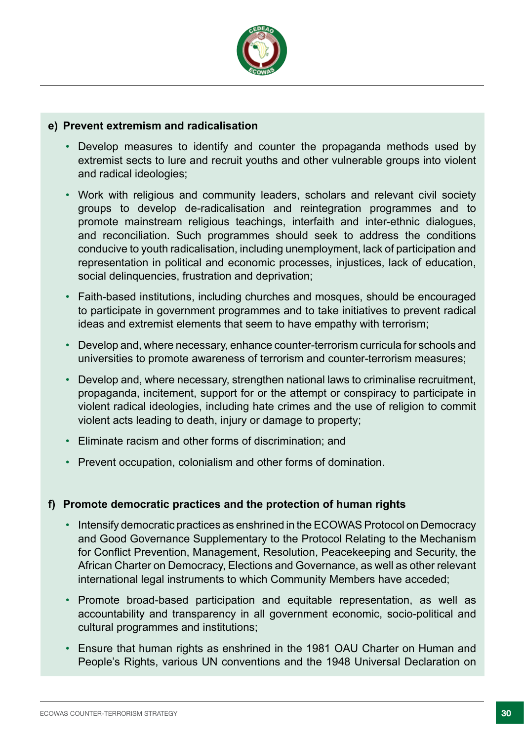**e) Prevent extremism and radicalisation**

- Develop measures to identify and counter the propaganda methods used by extremist sects to lure and recruit youths and other vulnerable groups into violent and radical ideologies;
- Work with religious and community leaders, scholars and relevant civil society groups to develop de-radicalisation and reintegration programmes and to promote mainstream religious teachings, interfaith and inter-ethnic dialogues, and reconciliation. Such programmes should seek to address the conditions conducive to youth radicalisation, including unemployment, lack of participation and representation in political and economic processes, injustices, lack of education, social delinquencies, frustration and deprivation;
- Faith-based institutions, including churches and mosques, should be encouraged to participate in government programmes and to take initiatives to prevent radical ideas and extremist elements that seem to have empathy with terrorism;
- Develop and, where necessary, enhance counter-terrorism curricula for schools and universities to promote awareness of terrorism and counter-terrorism measures;
- Develop and, where necessary, strengthen national laws to criminalise recruitment, propaganda, incitement, support for or the attempt or conspiracy to participate in violent radical ideologies, including hate crimes and the use of religion to commit violent acts leading to death, injury or damage to property;
- Eliminate racism and other forms of discrimination; and
- Prevent occupation, colonialism and other forms of domination.

**f) Promote democratic practices and the protection of human rights**

- Intensify democratic practices as enshrined in the ECOWAS Protocol on Democracy and Good Governance Supplementary to the Protocol Relating to the Mechanism for Conflict Prevention, Management, Resolution, Peacekeeping and Security, the African Charter on Democracy, Elections and Governance, as well as other relevant international legal instruments to which Community Members have acceded;
- Promote broad-based participation and equitable representation, as well as accountability and transparency in all government economic, socio-political and cultural programmes and institutions;
- Ensure that human rights as enshrined in the 1981 OAU Charter on Human and People's Rights, various UN conventions and the 1948 Universal Declaration on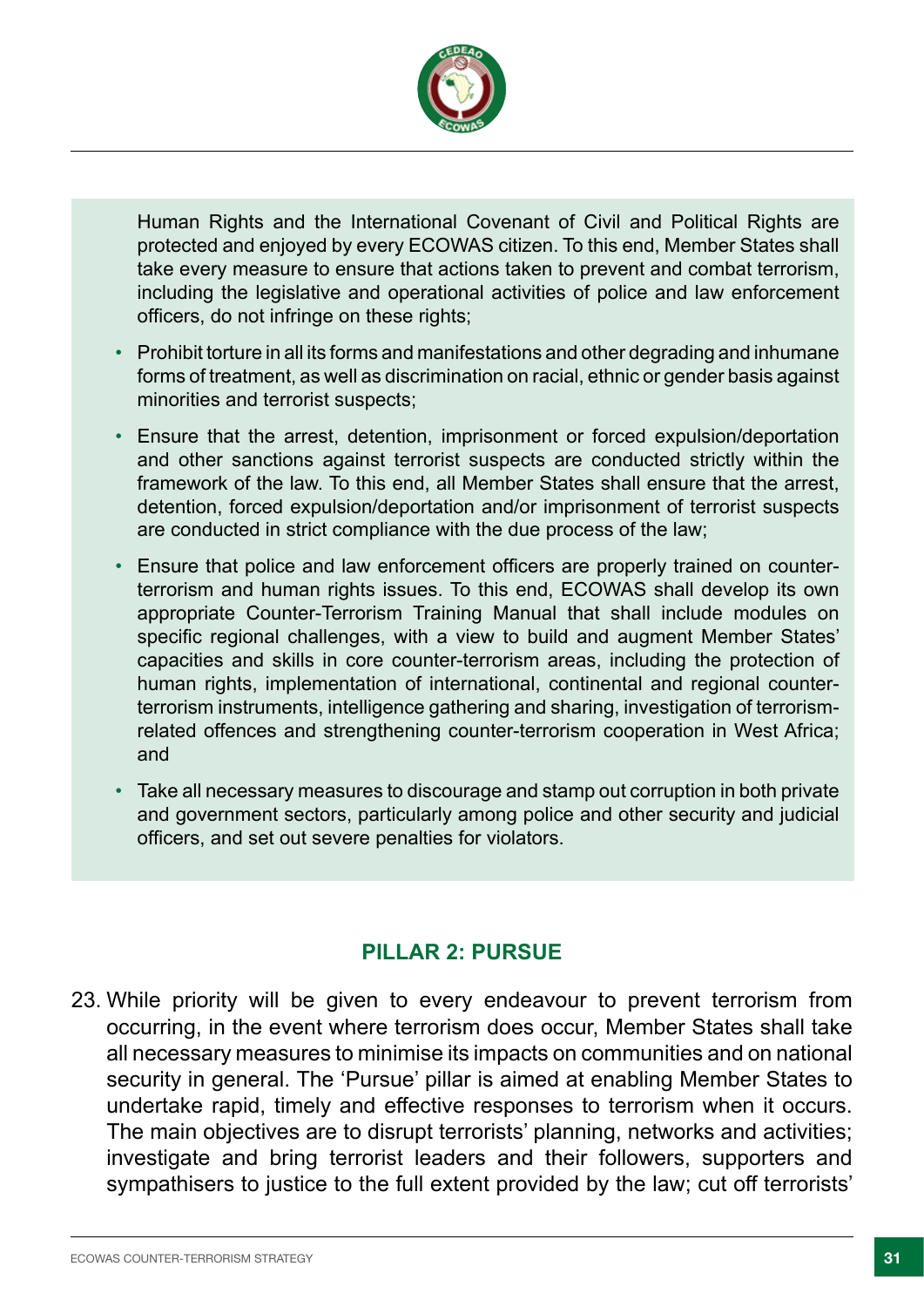Human Rights and the International Covenant of Civil and Political Rights are protected and enjoyed by every ECOWAS citizen. To this end, Member States shall take every measure to ensure that actions taken to prevent and combat terrorism, including the legislative and operational activities of police and law enforcement officers, do not infringe on these rights;

- Prohibit torture in all its forms and manifestations and other degrading and inhumane forms of treatment, as well as discrimination on racial, ethnic or gender basis against minorities and terrorist suspects;
- Ensure that the arrest, detention, imprisonment or forced expulsion/deportation and other sanctions against terrorist suspects are conducted strictly within the framework of the law. To this end, all Member States shall ensure that the arrest, detention, forced expulsion/deportation and/or imprisonment of terrorist suspects are conducted in strict compliance with the due process of the law;
- Ensure that police and law enforcement officers are properly trained on counter-terrorism and human rights issues. To this end, ECOWAS shall develop its own appropriate Counter-Terrorism Training Manual that shall include modules on specific regional challenges, with a view to build and augment Member States' capacities and skills in core counter-terrorism areas, including the protection of human rights, implementation of international, continental and regional counter-terrorism instruments, intelligence gathering and sharing, investigation of terrorism-related offences and strengthening counter-terrorism cooperation in West Africa; and
- Take all necessary measures to discourage and stamp out corruption in both private and government sectors, particularly among police and other security and judicial officers, and set out severe penalties for violators.

## PILLAR 2: PURSUE

23. While priority will be given to every endeavour to prevent terrorism from occurring, in the event where terrorism does occur, Member States shall take all necessary measures to minimise its impacts on communities and on national security in general. The 'Pursue' pillar is aimed at enabling Member States to undertake rapid, timely and effective responses to terrorism when it occurs. The main objectives are to disrupt terrorists' planning, networks and activities; investigate and bring terrorist leaders and their followers, supporters and sympathisers to justice to the full extent provided by the law; cut off terrorists'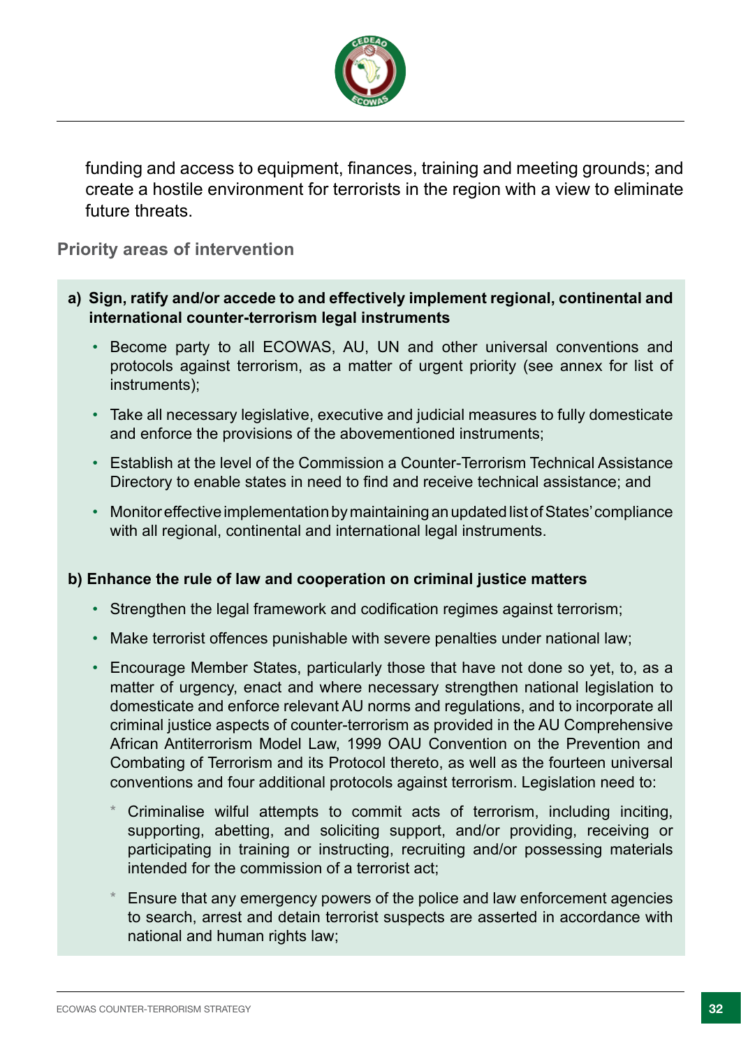funding and access to equipment, finances, training and meeting grounds; and create a hostile environment for terrorists in the region with a view to eliminate future threats.

### Priority areas of intervention

**a) Sign, ratify and/or accede to and effectively implement regional, continental and international counter-terrorism legal instruments**

- Become party to all ECOWAS, AU, UN and other universal conventions and protocols against terrorism, as a matter of urgent priority (see annex for list of instruments);
- Take all necessary legislative, executive and judicial measures to fully domesticate and enforce the provisions of the abovementioned instruments;
- Establish at the level of the Commission a Counter-Terrorism Technical Assistance Directory to enable states in need to find and receive technical assistance; and
- Monitor effective implementation by maintaining an updated list of States' compliance with all regional, continental and international legal instruments.

**b) Enhance the rule of law and cooperation on criminal justice matters**

- Strengthen the legal framework and codification regimes against terrorism;
- Make terrorist offences punishable with severe penalties under national law;
- Encourage Member States, particularly those that have not done so yet, to, as a matter of urgency, enact and where necessary strengthen national legislation to domesticate and enforce relevant AU norms and regulations, and to incorporate all criminal justice aspects of counter-terrorism as provided in the AU Comprehensive African Antiterrorism Model Law, 1999 OAU Convention on the Prevention and Combating of Terrorism and its Protocol thereto, as well as the fourteen universal conventions and four additional protocols against terrorism. Legislation need to:
  - Criminalise wilful attempts to commit acts of terrorism, including inciting, supporting, abetting, and soliciting support, and/or providing, receiving or participating in training or instructing, recruiting and/or possessing materials intended for the commission of a terrorist act;
  - Ensure that any emergency powers of the police and law enforcement agencies to search, arrest and detain terrorist suspects are asserted in accordance with national and human rights law;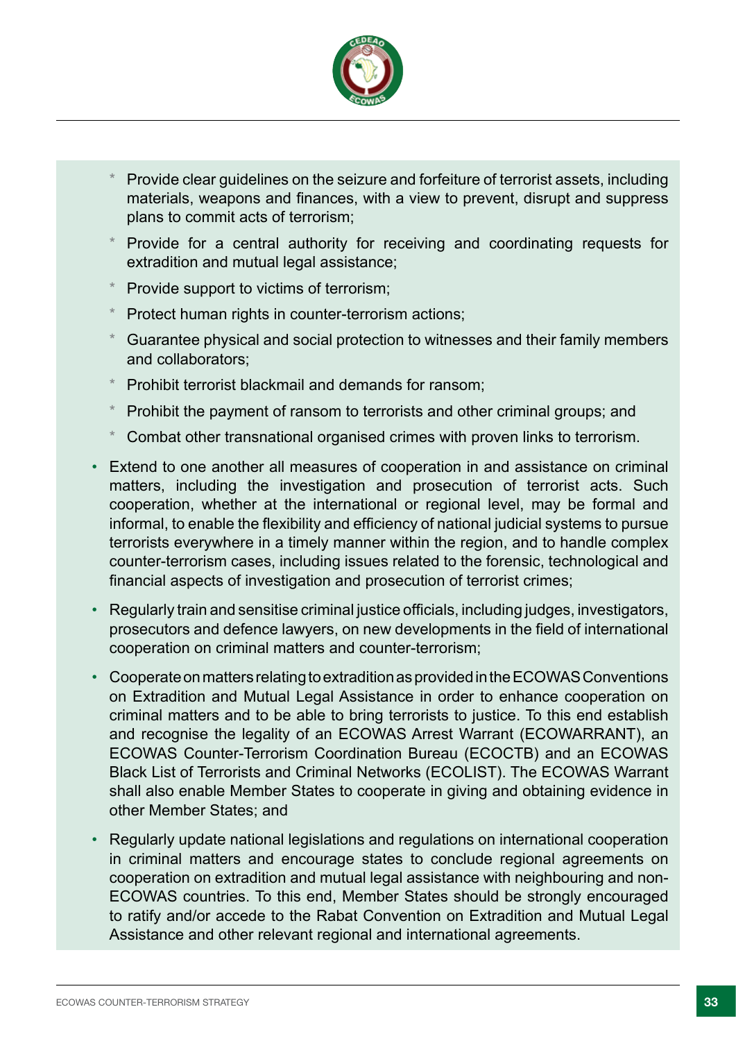* Provide clear guidelines on the seizure and forfeiture of terrorist assets, including materials, weapons and finances, with a view to prevent, disrupt and suppress plans to commit acts of terrorism;
  * Provide for a central authority for receiving and coordinating requests for extradition and mutual legal assistance;
  * Provide support to victims of terrorism;
  * Protect human rights in counter-terrorism actions;
  * Guarantee physical and social protection to witnesses and their family members and collaborators;
  * Prohibit terrorist blackmail and demands for ransom;
  * Prohibit the payment of ransom to terrorists and other criminal groups; and
  * Combat other transnational organised crimes with proven links to terrorism.

- Extend to one another all measures of cooperation in and assistance on criminal matters, including the investigation and prosecution of terrorist acts. Such cooperation, whether at the international or regional level, may be formal and informal, to enable the flexibility and efficiency of national judicial systems to pursue terrorists everywhere in a timely manner within the region, and to handle complex counter-terrorism cases, including issues related to the forensic, technological and financial aspects of investigation and prosecution of terrorist crimes;
- Regularly train and sensitise criminal justice officials, including judges, investigators, prosecutors and defence lawyers, on new developments in the field of international cooperation on criminal matters and counter-terrorism;
- Cooperate on matters relating to extradition as provided in the ECOWAS Conventions on Extradition and Mutual Legal Assistance in order to enhance cooperation on criminal matters and to be able to bring terrorists to justice. To this end establish and recognise the legality of an ECOWAS Arrest Warrant (ECOWARRANT), an ECOWAS Counter-Terrorism Coordination Bureau (ECOCTB) and an ECOWAS Black List of Terrorists and Criminal Networks (ECOLIST). The ECOWAS Warrant shall also enable Member States to cooperate in giving and obtaining evidence in other Member States; and
- Regularly update national legislations and regulations on international cooperation in criminal matters and encourage states to conclude regional agreements on cooperation on extradition and mutual legal assistance with neighbouring and non-ECOWAS countries. To this end, Member States should be strongly encouraged to ratify and/or accede to the Rabat Convention on Extradition and Mutual Legal Assistance and other relevant regional and international agreements.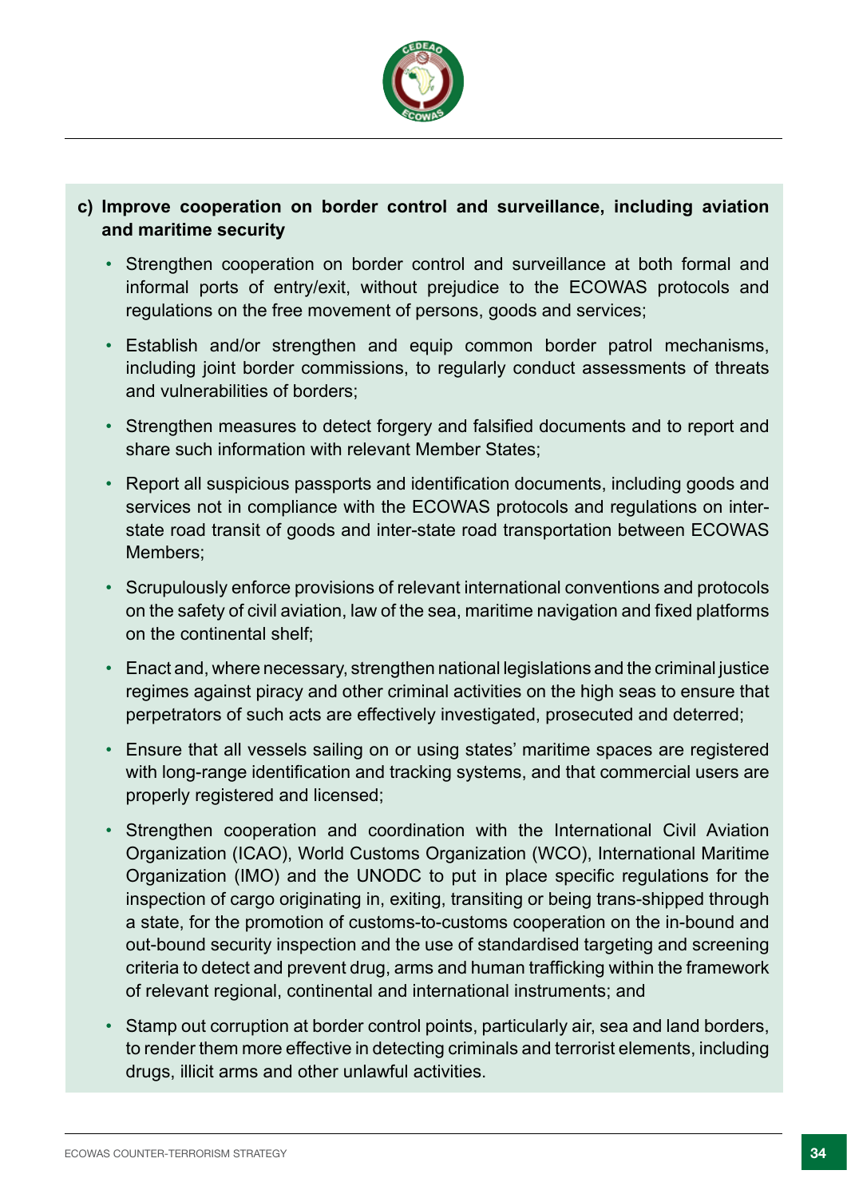**c) Improve cooperation on border control and surveillance, including aviation and maritime security**

- Strengthen cooperation on border control and surveillance at both formal and informal ports of entry/exit, without prejudice to the ECOWAS protocols and regulations on the free movement of persons, goods and services;
- Establish and/or strengthen and equip common border patrol mechanisms, including joint border commissions, to regularly conduct assessments of threats and vulnerabilities of borders;
- Strengthen measures to detect forgery and falsified documents and to report and share such information with relevant Member States;
- Report all suspicious passports and identification documents, including goods and services not in compliance with the ECOWAS protocols and regulations on inter-state road transit of goods and inter-state road transportation between ECOWAS Members;
- Scrupulously enforce provisions of relevant international conventions and protocols on the safety of civil aviation, law of the sea, maritime navigation and fixed platforms on the continental shelf;
- Enact and, where necessary, strengthen national legislations and the criminal justice regimes against piracy and other criminal activities on the high seas to ensure that perpetrators of such acts are effectively investigated, prosecuted and deterred;
- Ensure that all vessels sailing on or using states' maritime spaces are registered with long-range identification and tracking systems, and that commercial users are properly registered and licensed;
- Strengthen cooperation and coordination with the International Civil Aviation Organization (ICAO), World Customs Organization (WCO), International Maritime Organization (IMO) and the UNODC to put in place specific regulations for the inspection of cargo originating in, exiting, transiting or being trans-shipped through a state, for the promotion of customs-to-customs cooperation on the in-bound and out-bound security inspection and the use of standardised targeting and screening criteria to detect and prevent drug, arms and human trafficking within the framework of relevant regional, continental and international instruments; and
- Stamp out corruption at border control points, particularly air, sea and land borders, to render them more effective in detecting criminals and terrorist elements, including drugs, illicit arms and other unlawful activities.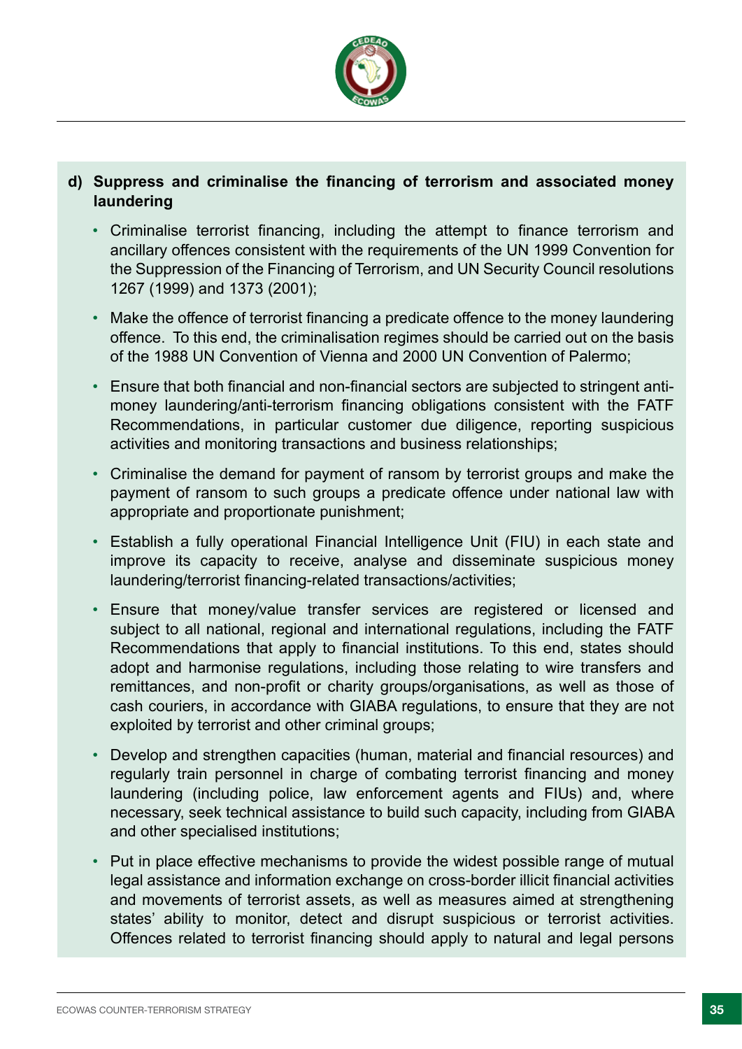**d) Suppress and criminalise the financing of terrorism and associated money laundering**

- Criminalise terrorist financing, including the attempt to finance terrorism and ancillary offences consistent with the requirements of the UN 1999 Convention for the Suppression of the Financing of Terrorism, and UN Security Council resolutions 1267 (1999) and 1373 (2001);
- Make the offence of terrorist financing a predicate offence to the money laundering offence. To this end, the criminalisation regimes should be carried out on the basis of the 1988 UN Convention of Vienna and 2000 UN Convention of Palermo;
- Ensure that both financial and non-financial sectors are subjected to stringent anti-money laundering/anti-terrorism financing obligations consistent with the FATF Recommendations, in particular customer due diligence, reporting suspicious activities and monitoring transactions and business relationships;
- Criminalise the demand for payment of ransom by terrorist groups and make the payment of ransom to such groups a predicate offence under national law with appropriate and proportionate punishment;
- Establish a fully operational Financial Intelligence Unit (FIU) in each state and improve its capacity to receive, analyse and disseminate suspicious money laundering/terrorist financing-related transactions/activities;
- Ensure that money/value transfer services are registered or licensed and subject to all national, regional and international regulations, including the FATF Recommendations that apply to financial institutions. To this end, states should adopt and harmonise regulations, including those relating to wire transfers and remittances, and non-profit or charity groups/organisations, as well as those of cash couriers, in accordance with GIABA regulations, to ensure that they are not exploited by terrorist and other criminal groups;
- Develop and strengthen capacities (human, material and financial resources) and regularly train personnel in charge of combating terrorist financing and money laundering (including police, law enforcement agents and FIUs) and, where necessary, seek technical assistance to build such capacity, including from GIABA and other specialised institutions;
- Put in place effective mechanisms to provide the widest possible range of mutual legal assistance and information exchange on cross-border illicit financial activities and movements of terrorist assets, as well as measures aimed at strengthening states' ability to monitor, detect and disrupt suspicious or terrorist activities. Offences related to terrorist financing should apply to natural and legal persons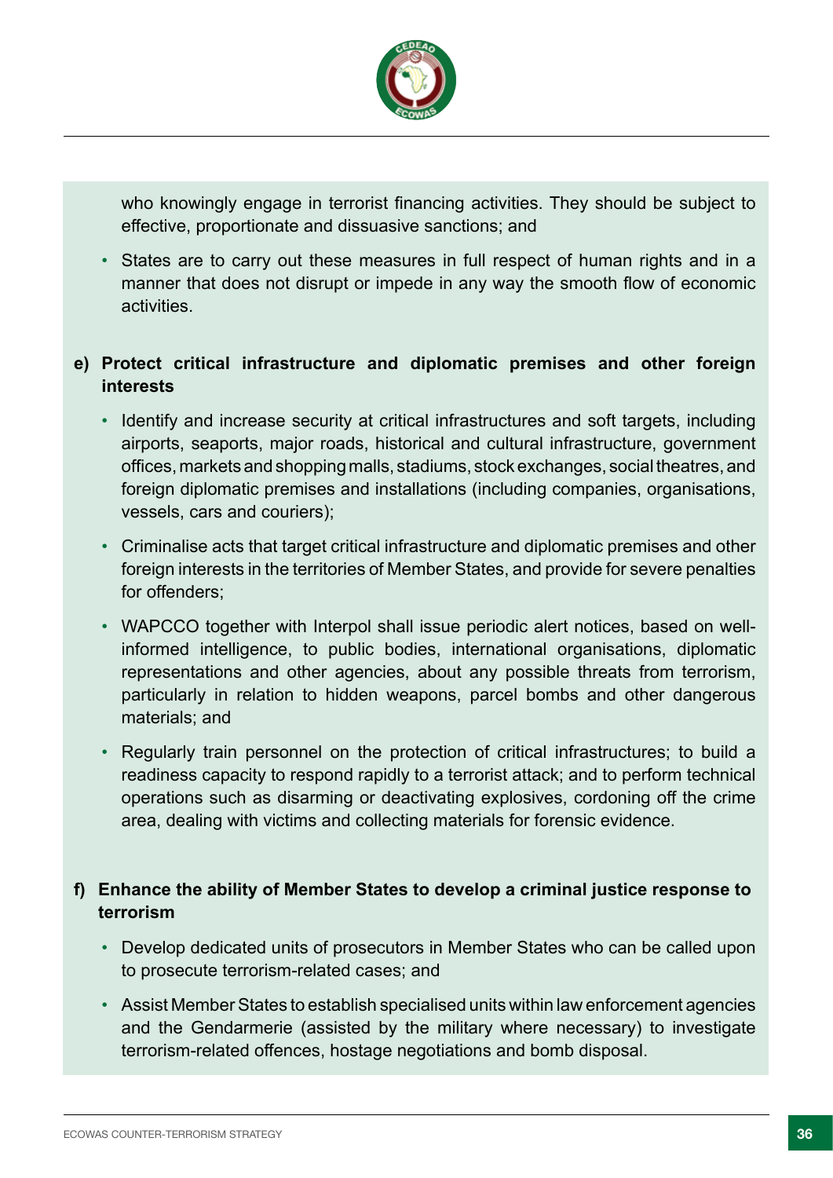who knowingly engage in terrorist financing activities. They should be subject to effective, proportionate and dissuasive sanctions; and

- States are to carry out these measures in full respect of human rights and in a manner that does not disrupt or impede in any way the smooth flow of economic activities.

**e) Protect critical infrastructure and diplomatic premises and other foreign interests**

- Identify and increase security at critical infrastructures and soft targets, including airports, seaports, major roads, historical and cultural infrastructure, government offices, markets and shopping malls, stadiums, stock exchanges, social theatres, and foreign diplomatic premises and installations (including companies, organisations, vessels, cars and couriers);
- Criminalise acts that target critical infrastructure and diplomatic premises and other foreign interests in the territories of Member States, and provide for severe penalties for offenders;
- WAPCCO together with Interpol shall issue periodic alert notices, based on well-informed intelligence, to public bodies, international organisations, diplomatic representations and other agencies, about any possible threats from terrorism, particularly in relation to hidden weapons, parcel bombs and other dangerous materials; and
- Regularly train personnel on the protection of critical infrastructures; to build a readiness capacity to respond rapidly to a terrorist attack; and to perform technical operations such as disarming or deactivating explosives, cordoning off the crime area, dealing with victims and collecting materials for forensic evidence.

**f) Enhance the ability of Member States to develop a criminal justice response to terrorism**

- Develop dedicated units of prosecutors in Member States who can be called upon to prosecute terrorism-related cases; and
- Assist Member States to establish specialised units within law enforcement agencies and the Gendarmerie (assisted by the military where necessary) to investigate terrorism-related offences, hostage negotiations and bomb disposal.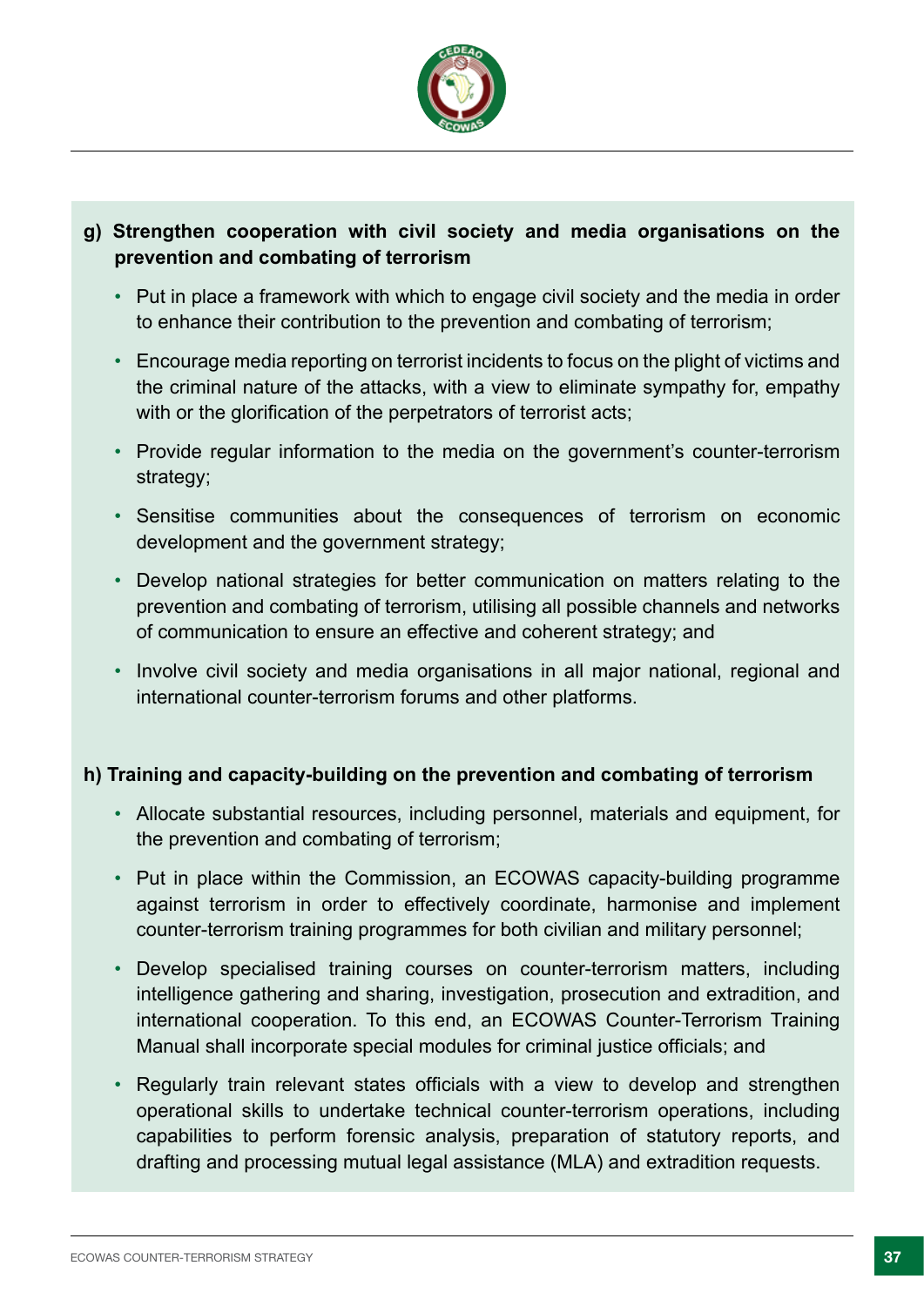**g) Strengthen cooperation with civil society and media organisations on the prevention and combating of terrorism**

- Put in place a framework with which to engage civil society and the media in order to enhance their contribution to the prevention and combating of terrorism;
- Encourage media reporting on terrorist incidents to focus on the plight of victims and the criminal nature of the attacks, with a view to eliminate sympathy for, empathy with or the glorification of the perpetrators of terrorist acts;
- Provide regular information to the media on the government's counter-terrorism strategy;
- Sensitise communities about the consequences of terrorism on economic development and the government strategy;
- Develop national strategies for better communication on matters relating to the prevention and combating of terrorism, utilising all possible channels and networks of communication to ensure an effective and coherent strategy; and
- Involve civil society and media organisations in all major national, regional and international counter-terrorism forums and other platforms.

**h) Training and capacity-building on the prevention and combating of terrorism**

- Allocate substantial resources, including personnel, materials and equipment, for the prevention and combating of terrorism;
- Put in place within the Commission, an ECOWAS capacity-building programme against terrorism in order to effectively coordinate, harmonise and implement counter-terrorism training programmes for both civilian and military personnel;
- Develop specialised training courses on counter-terrorism matters, including intelligence gathering and sharing, investigation, prosecution and extradition, and international cooperation. To this end, an ECOWAS Counter-Terrorism Training Manual shall incorporate special modules for criminal justice officials; and
- Regularly train relevant states officials with a view to develop and strengthen operational skills to undertake technical counter-terrorism operations, including capabilities to perform forensic analysis, preparation of statutory reports, and drafting and processing mutual legal assistance (MLA) and extradition requests.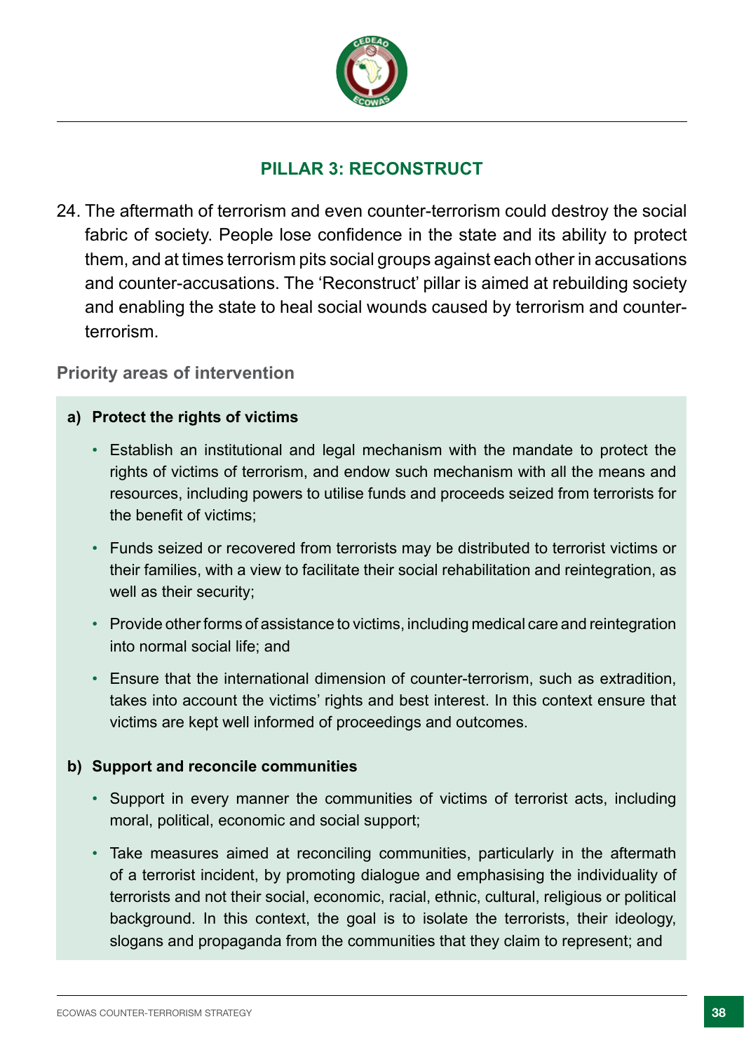## PILLAR 3: RECONSTRUCT

24. The aftermath of terrorism and even counter-terrorism could destroy the social fabric of society. People lose confidence in the state and its ability to protect them, and at times terrorism pits social groups against each other in accusations and counter-accusations. The 'Reconstruct' pillar is aimed at rebuilding society and enabling the state to heal social wounds caused by terrorism and counter-terrorism.

### Priority areas of intervention

**a) Protect the rights of victims**

- Establish an institutional and legal mechanism with the mandate to protect the rights of victims of terrorism, and endow such mechanism with all the means and resources, including powers to utilise funds and proceeds seized from terrorists for the benefit of victims;
- Funds seized or recovered from terrorists may be distributed to terrorist victims or their families, with a view to facilitate their social rehabilitation and reintegration, as well as their security;
- Provide other forms of assistance to victims, including medical care and reintegration into normal social life; and
- Ensure that the international dimension of counter-terrorism, such as extradition, takes into account the victims' rights and best interest. In this context ensure that victims are kept well informed of proceedings and outcomes.

**b) Support and reconcile communities**

- Support in every manner the communities of victims of terrorist acts, including moral, political, economic and social support;
- Take measures aimed at reconciling communities, particularly in the aftermath of a terrorist incident, by promoting dialogue and emphasising the individuality of terrorists and not their social, economic, racial, ethnic, cultural, religious or political background. In this context, the goal is to isolate the terrorists, their ideology, slogans and propaganda from the communities that they claim to represent; and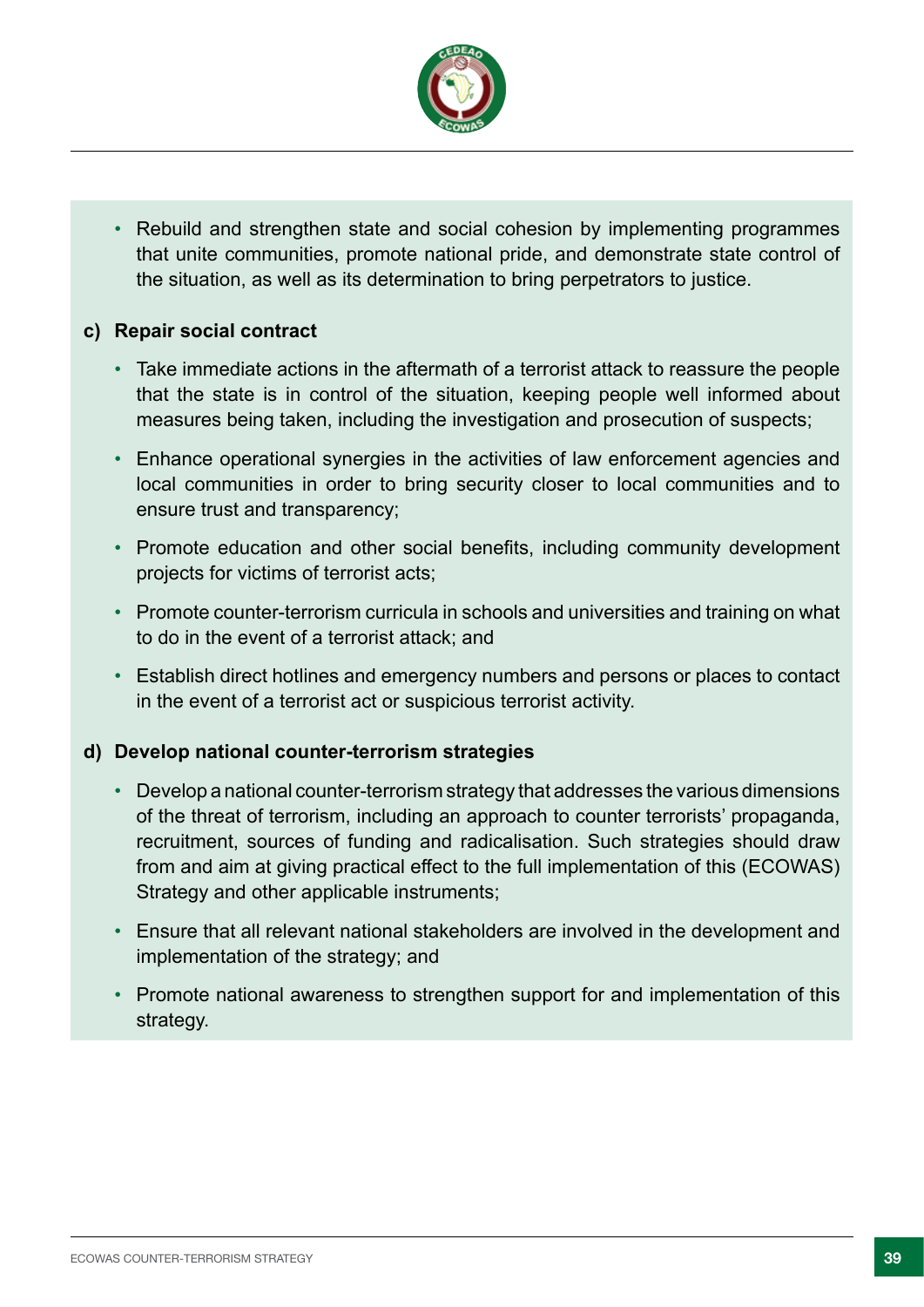- Rebuild and strengthen state and social cohesion by implementing programmes that unite communities, promote national pride, and demonstrate state control of the situation, as well as its determination to bring perpetrators to justice.

**c) Repair social contract**

- Take immediate actions in the aftermath of a terrorist attack to reassure the people that the state is in control of the situation, keeping people well informed about measures being taken, including the investigation and prosecution of suspects;
- Enhance operational synergies in the activities of law enforcement agencies and local communities in order to bring security closer to local communities and to ensure trust and transparency;
- Promote education and other social benefits, including community development projects for victims of terrorist acts;
- Promote counter-terrorism curricula in schools and universities and training on what to do in the event of a terrorist attack; and
- Establish direct hotlines and emergency numbers and persons or places to contact in the event of a terrorist act or suspicious terrorist activity.

**d) Develop national counter-terrorism strategies**

- Develop a national counter-terrorism strategy that addresses the various dimensions of the threat of terrorism, including an approach to counter terrorists' propaganda, recruitment, sources of funding and radicalisation. Such strategies should draw from and aim at giving practical effect to the full implementation of this (ECOWAS) Strategy and other applicable instruments;
- Ensure that all relevant national stakeholders are involved in the development and implementation of the strategy; and
- Promote national awareness to strengthen support for and implementation of this strategy.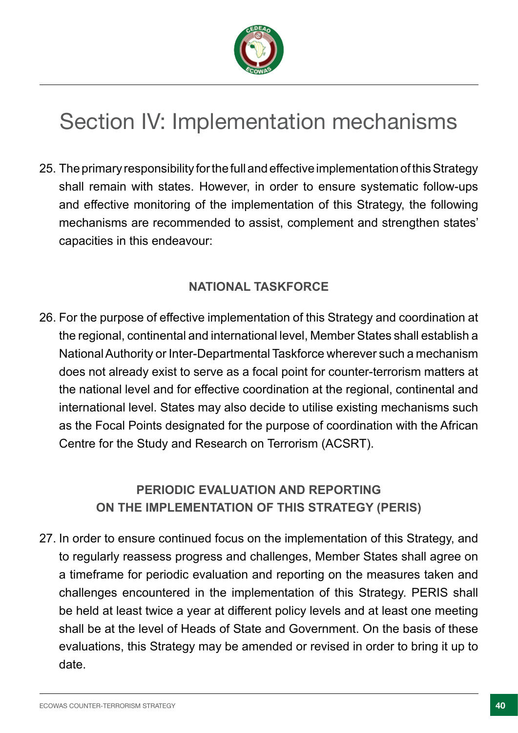# Section IV: Implementation mechanisms

25. The primary responsibility for the full and effective implementation of this Strategy shall remain with states. However, in order to ensure systematic follow-ups and effective monitoring of the implementation of this Strategy, the following mechanisms are recommended to assist, complement and strengthen states' capacities in this endeavour:

### NATIONAL TASKFORCE

26. For the purpose of effective implementation of this Strategy and coordination at the regional, continental and international level, Member States shall establish a National Authority or Inter-Departmental Taskforce wherever such a mechanism does not already exist to serve as a focal point for counter-terrorism matters at the national level and for effective coordination at the regional, continental and international level. States may also decide to utilise existing mechanisms such as the Focal Points designated for the purpose of coordination with the African Centre for the Study and Research on Terrorism (ACSRT).

### PERIODIC EVALUATION AND REPORTING ON THE IMPLEMENTATION OF THIS STRATEGY (PERIS)

27. In order to ensure continued focus on the implementation of this Strategy, and to regularly reassess progress and challenges, Member States shall agree on a timeframe for periodic evaluation and reporting on the measures taken and challenges encountered in the implementation of this Strategy. PERIS shall be held at least twice a year at different policy levels and at least one meeting shall be at the level of Heads of State and Government. On the basis of these evaluations, this Strategy may be amended or revised in order to bring it up to date.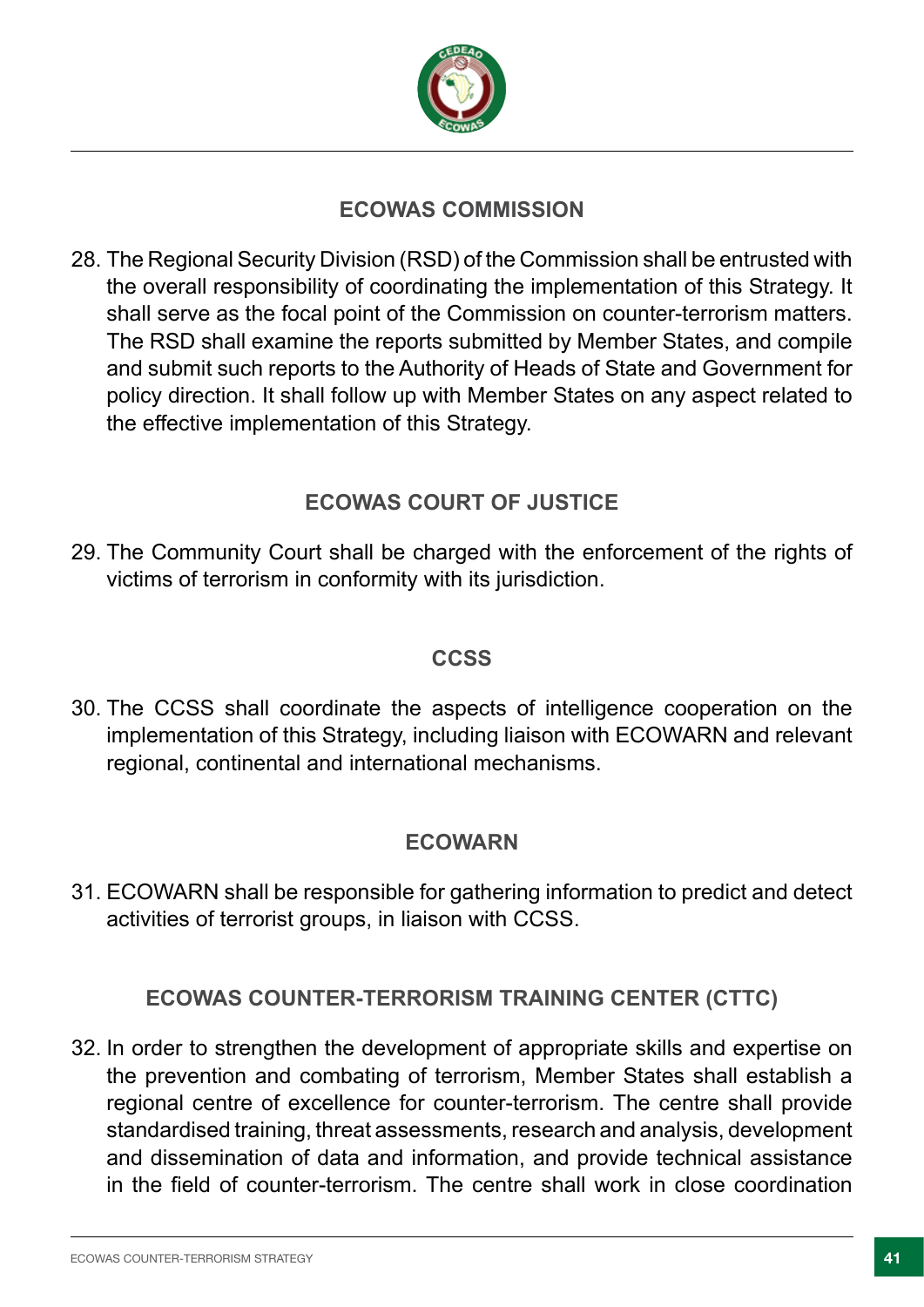## ECOWAS COMMISSION

28. The Regional Security Division (RSD) of the Commission shall be entrusted with the overall responsibility of coordinating the implementation of this Strategy. It shall serve as the focal point of the Commission on counter-terrorism matters. The RSD shall examine the reports submitted by Member States, and compile and submit such reports to the Authority of Heads of State and Government for policy direction. It shall follow up with Member States on any aspect related to the effective implementation of this Strategy.

## ECOWAS COURT OF JUSTICE

29. The Community Court shall be charged with the enforcement of the rights of victims of terrorism in conformity with its jurisdiction.

## CCSS

30. The CCSS shall coordinate the aspects of intelligence cooperation on the implementation of this Strategy, including liaison with ECOWARN and relevant regional, continental and international mechanisms.

## ECOWARN

31. ECOWARN shall be responsible for gathering information to predict and detect activities of terrorist groups, in liaison with CCSS.

## ECOWAS COUNTER-TERRORISM TRAINING CENTER (CTTC)

32. In order to strengthen the development of appropriate skills and expertise on the prevention and combating of terrorism, Member States shall establish a regional centre of excellence for counter-terrorism. The centre shall provide standardised training, threat assessments, research and analysis, development and dissemination of data and information, and provide technical assistance in the field of counter-terrorism. The centre shall work in close coordination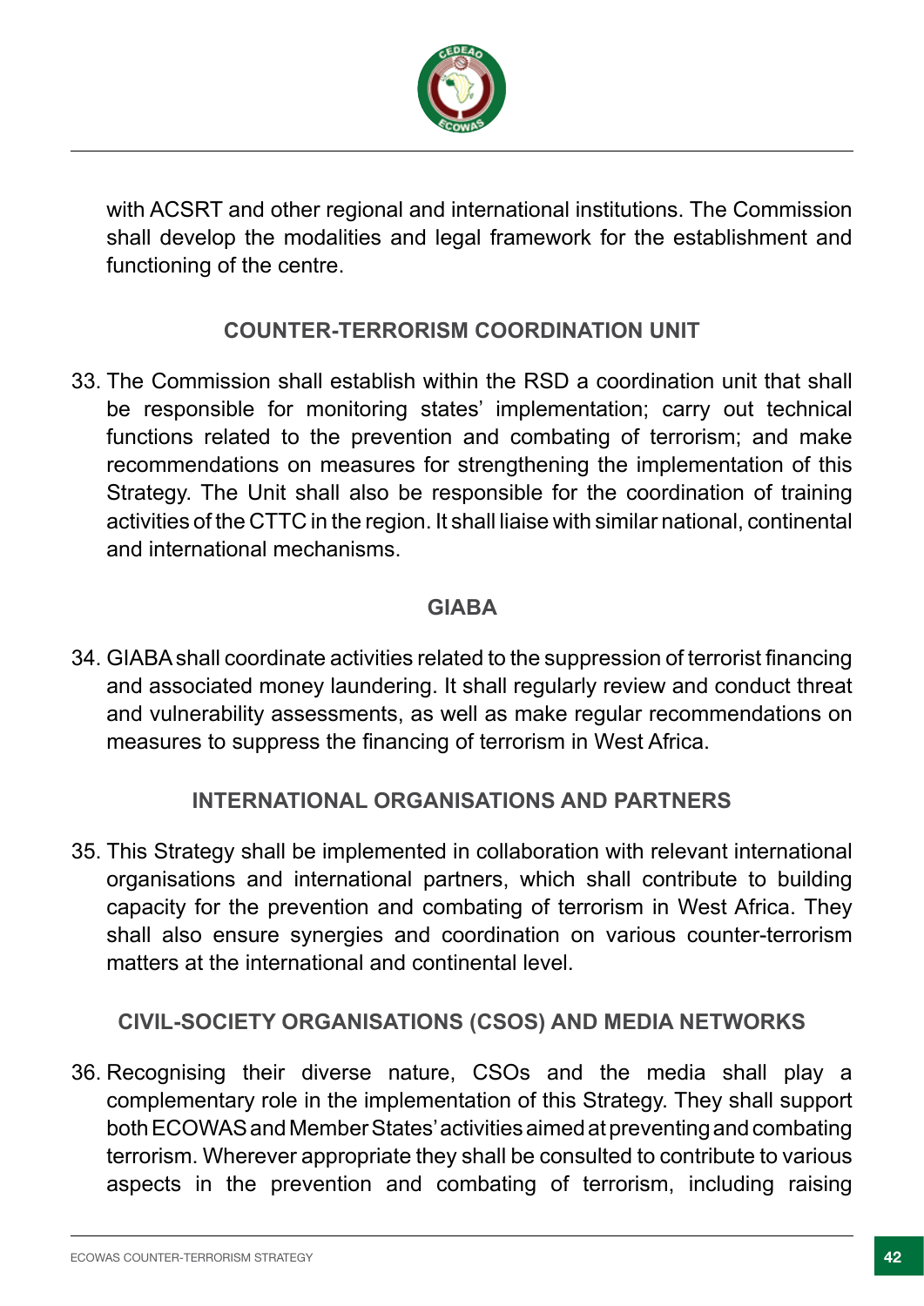with ACSRT and other regional and international institutions. The Commission shall develop the modalities and legal framework for the establishment and functioning of the centre.

## COUNTER-TERRORISM COORDINATION UNIT

33. The Commission shall establish within the RSD a coordination unit that shall be responsible for monitoring states' implementation; carry out technical functions related to the prevention and combating of terrorism; and make recommendations on measures for strengthening the implementation of this Strategy. The Unit shall also be responsible for the coordination of training activities of the CTTC in the region. It shall liaise with similar national, continental and international mechanisms.

## GIABA

34. GIABA shall coordinate activities related to the suppression of terrorist financing and associated money laundering. It shall regularly review and conduct threat and vulnerability assessments, as well as make regular recommendations on measures to suppress the financing of terrorism in West Africa.

## INTERNATIONAL ORGANISATIONS AND PARTNERS

35. This Strategy shall be implemented in collaboration with relevant international organisations and international partners, which shall contribute to building capacity for the prevention and combating of terrorism in West Africa. They shall also ensure synergies and coordination on various counter-terrorism matters at the international and continental level.

## CIVIL-SOCIETY ORGANISATIONS (CSOS) AND MEDIA NETWORKS

36. Recognising their diverse nature, CSOs and the media shall play a complementary role in the implementation of this Strategy. They shall support both ECOWAS and Member States' activities aimed at preventing and combating terrorism. Wherever appropriate they shall be consulted to contribute to various aspects in the prevention and combating of terrorism, including raising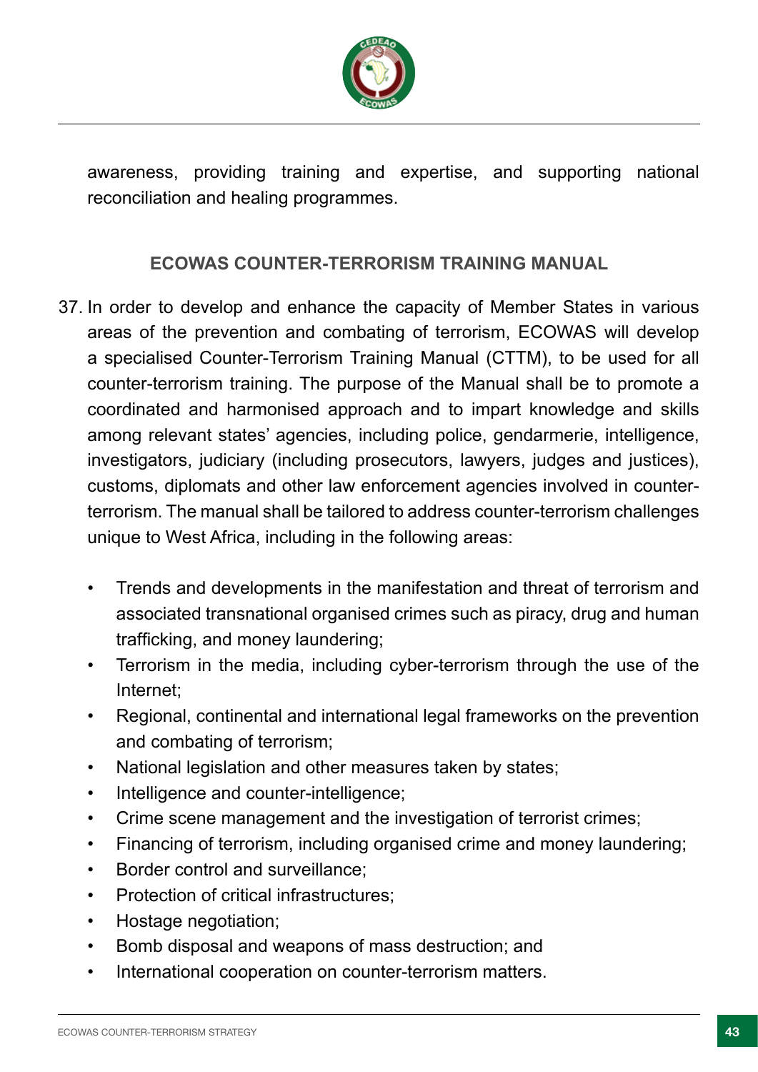awareness, providing training and expertise, and supporting national reconciliation and healing programmes.

## ECOWAS COUNTER-TERRORISM TRAINING MANUAL

37. In order to develop and enhance the capacity of Member States in various areas of the prevention and combating of terrorism, ECOWAS will develop a specialised Counter-Terrorism Training Manual (CTTM), to be used for all counter-terrorism training. The purpose of the Manual shall be to promote a coordinated and harmonised approach and to impart knowledge and skills among relevant states' agencies, including police, gendarmerie, intelligence, investigators, judiciary (including prosecutors, lawyers, judges and justices), customs, diplomats and other law enforcement agencies involved in counter-terrorism. The manual shall be tailored to address counter-terrorism challenges unique to West Africa, including in the following areas:

    - Trends and developments in the manifestation and threat of terrorism and associated transnational organised crimes such as piracy, drug and human trafficking, and money laundering;
    - Terrorism in the media, including cyber-terrorism through the use of the Internet;
    - Regional, continental and international legal frameworks on the prevention and combating of terrorism;
    - National legislation and other measures taken by states;
    - Intelligence and counter-intelligence;
    - Crime scene management and the investigation of terrorist crimes;
    - Financing of terrorism, including organised crime and money laundering;
    - Border control and surveillance;
    - Protection of critical infrastructures;
    - Hostage negotiation;
    - Bomb disposal and weapons of mass destruction; and
    - International cooperation on counter-terrorism matters.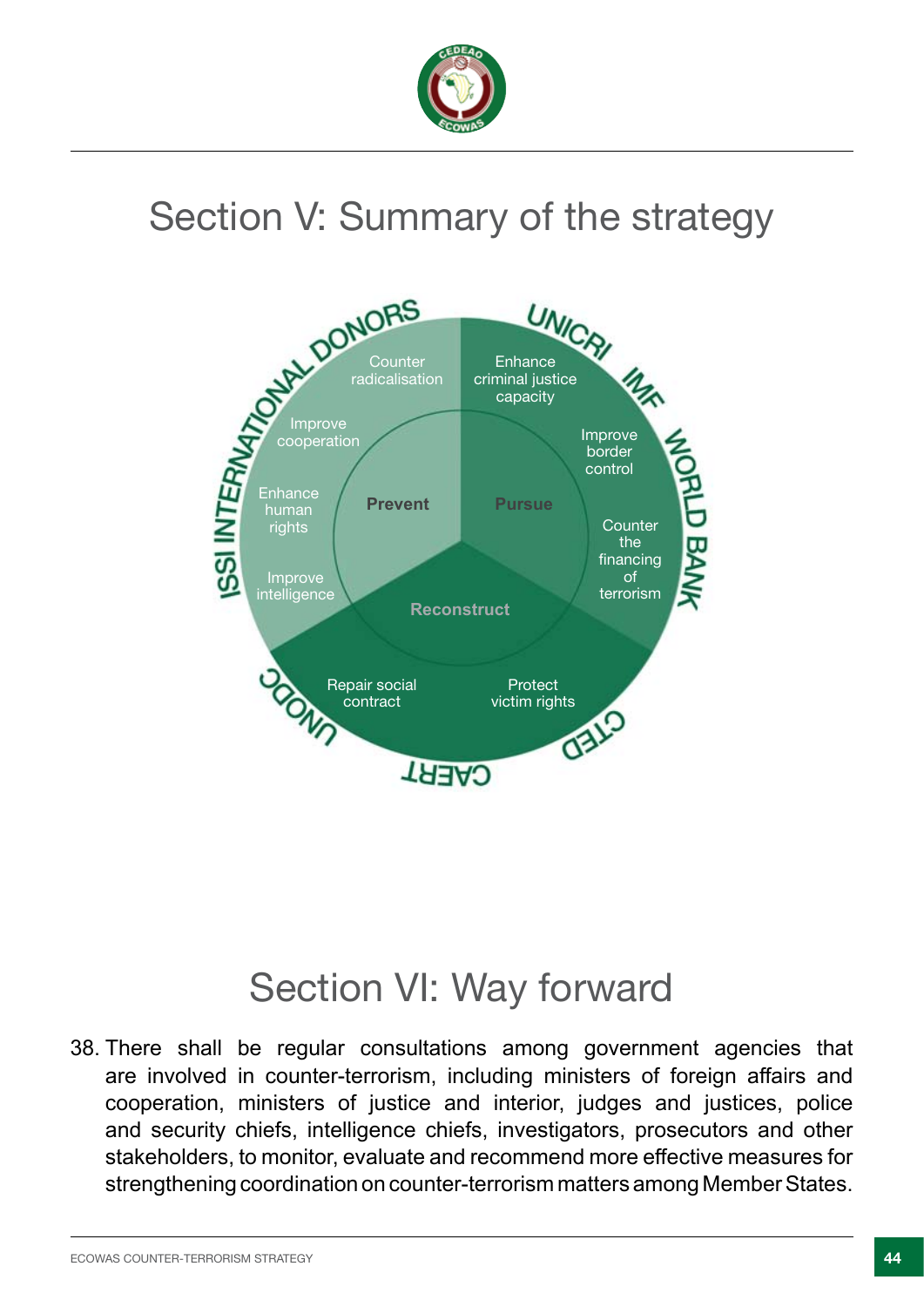# Section V: Summary of the strategy

ISSI INTERNATIONAL DONORS
UNICRI
IMF
WORLD BANK
CTED
CAERT
UNODC

Prevent
Counter radicalisation
Improve cooperation
Enhance human rights
Improve intelligence

Pursue
Enhance criminal justice capacity
Improve border control
Counter the financing of terrorism

Reconstruct
Repair social contract
Protect victim rights

# Section VI: Way forward

38. There shall be regular consultations among government agencies that are involved in counter-terrorism, including ministers of foreign affairs and cooperation, ministers of justice and interior, judges and justices, police and security chiefs, intelligence chiefs, investigators, prosecutors and other stakeholders, to monitor, evaluate and recommend more effective measures for strengthening coordination on counter-terrorism matters among Member States.